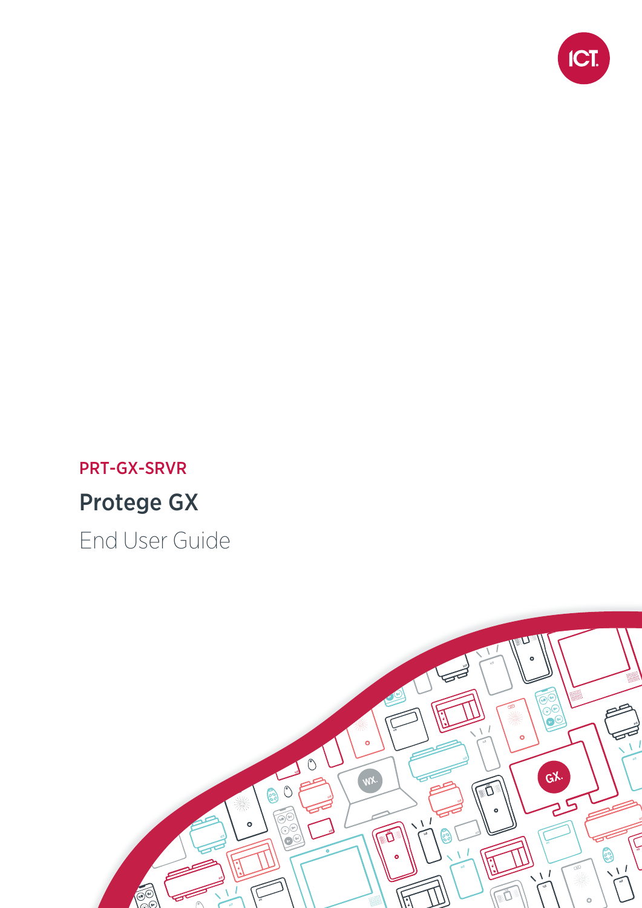PRT-GX-SRVR

# Protege GX

End User Guide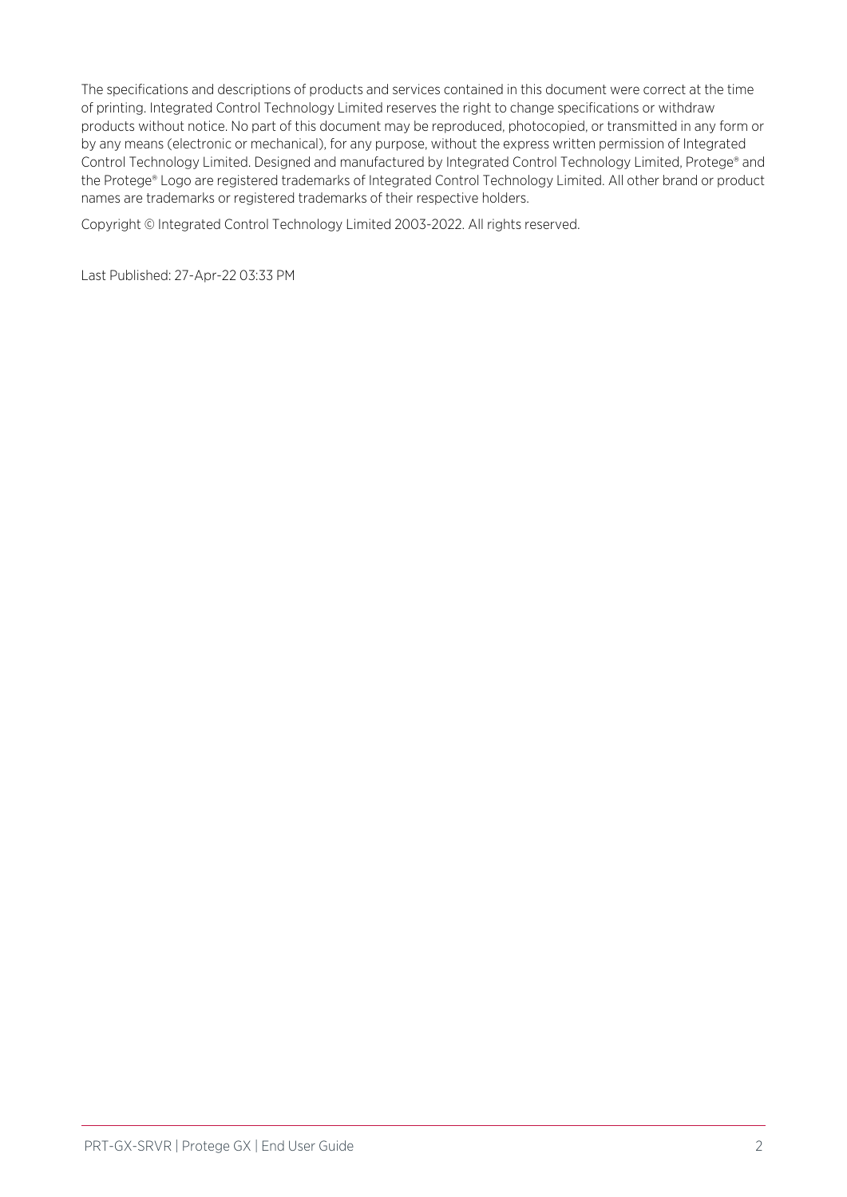The specifications and descriptions of products and services contained in this document were correct at the time of printing. Integrated Control Technology Limited reserves the right to change specifications or withdraw products without notice. No part of this document may be reproduced, photocopied, or transmitted in any form or by any means (electronic or mechanical), for any purpose, without the express written permission of Integrated Control Technology Limited. Designed and manufactured by Integrated Control Technology Limited, Protege® and the Protege® Logo are registered trademarks of Integrated Control Technology Limited. All other brand or product names are trademarks or registered trademarks of their respective holders.

Copyright © Integrated Control Technology Limited 2003-2022. All rights reserved.

Last Published: 27-Apr-22 03:33 PM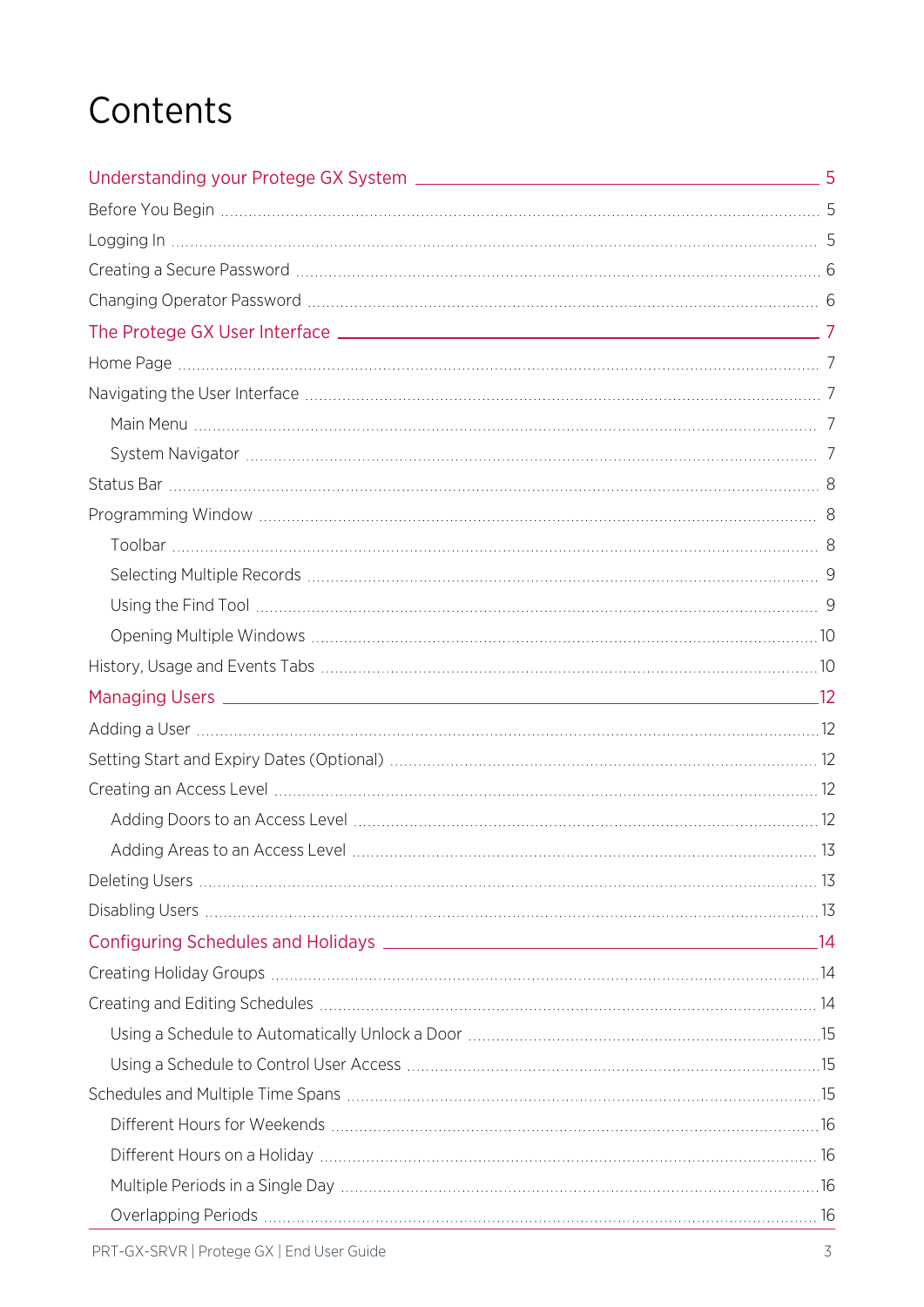# Contents

- [Understanding your Protege GX System](#) 5
  - Before You Begin 5
  - Logging In 5
  - Creating a Secure Password 6
  - Changing Operator Password 6
- [The Protege GX User Interface](#) 7
  - Home Page 7
  - Navigating the User Interface 7
    - Main Menu 7
    - System Navigator 7
  - Status Bar 8
  - Programming Window 8
    - Toolbar 8
    - Selecting Multiple Records 9
    - Using the Find Tool 9
    - Opening Multiple Windows 10
  - History, Usage and Events Tabs 10
- [Managing Users](#) 12
  - Adding a User 12
  - Setting Start and Expiry Dates (Optional) 12
  - Creating an Access Level 12
    - Adding Doors to an Access Level 12
    - Adding Areas to an Access Level 13
  - Deleting Users 13
  - Disabling Users 13
- [Configuring Schedules and Holidays](#) 14
  - Creating Holiday Groups 14
  - Creating and Editing Schedules 14
    - Using a Schedule to Automatically Unlock a Door 15
    - Using a Schedule to Control User Access 15
  - Schedules and Multiple Time Spans 15
    - Different Hours for Weekends 16
    - Different Hours on a Holiday 16
    - Multiple Periods in a Single Day 16
    - Overlapping Periods 16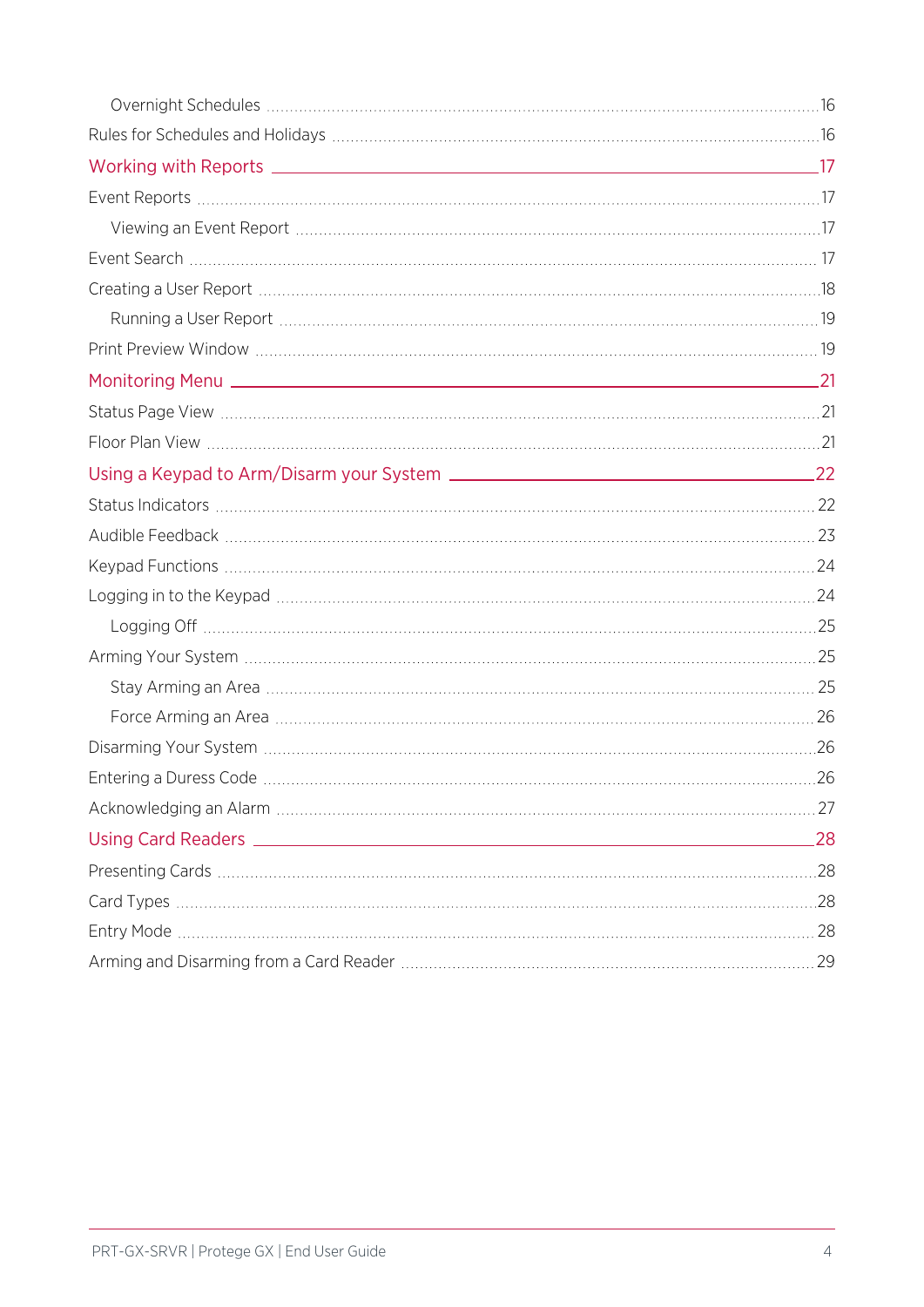- Overnight Schedules 16
- Rules for Schedules and Holidays 16

**Working with Reports 17**

- Event Reports 17
  - Viewing an Event Report 17
- Event Search 17
- Creating a User Report 18
  - Running a User Report 19
- Print Preview Window 19

**Monitoring Menu 21**

- Status Page View 21
- Floor Plan View 21

**Using a Keypad to Arm/Disarm your System 22**

- Status Indicators 22
- Audible Feedback 23
- Keypad Functions 24
- Logging in to the Keypad 24
  - Logging Off 25
- Arming Your System 25
  - Stay Arming an Area 25
  - Force Arming an Area 26
- Disarming Your System 26
- Entering a Duress Code 26
- Acknowledging an Alarm 27

**Using Card Readers 28**

- Presenting Cards 28
- Card Types 28
- Entry Mode 28
- Arming and Disarming from a Card Reader 29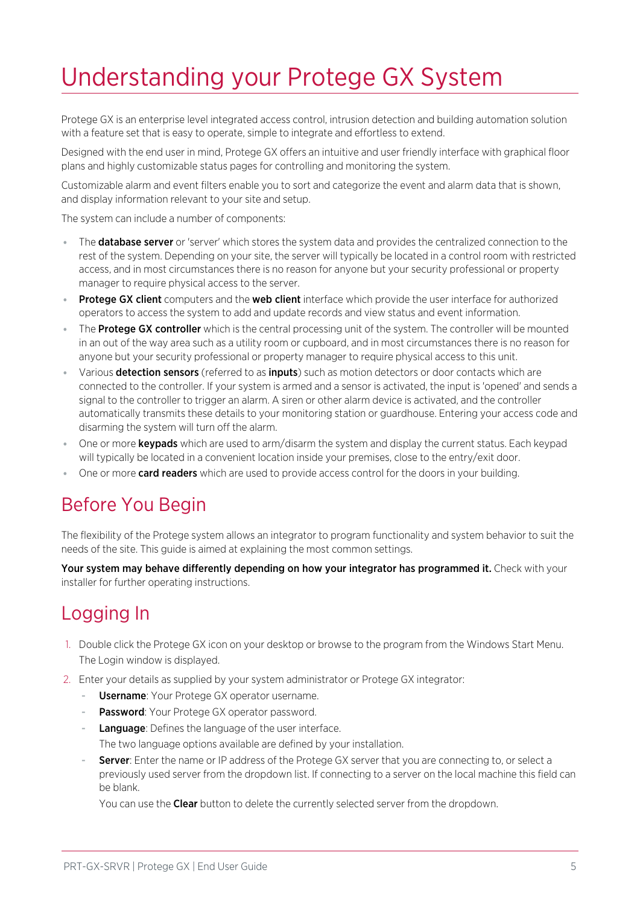# Understanding your Protege GX System

Protege GX is an enterprise level integrated access control, intrusion detection and building automation solution with a feature set that is easy to operate, simple to integrate and effortless to extend.

Designed with the end user in mind, Protege GX offers an intuitive and user friendly interface with graphical floor plans and highly customizable status pages for controlling and monitoring the system.

Customizable alarm and event filters enable you to sort and categorize the event and alarm data that is shown, and display information relevant to your site and setup.

The system can include a number of components:

- The **database server** or 'server' which stores the system data and provides the centralized connection to the rest of the system. Depending on your site, the server will typically be located in a control room with restricted access, and in most circumstances there is no reason for anyone but your security professional or property manager to require physical access to the server.
- **Protege GX client** computers and the **web client** interface which provide the user interface for authorized operators to access the system to add and update records and view status and event information.
- The **Protege GX controller** which is the central processing unit of the system. The controller will be mounted in an out of the way area such as a utility room or cupboard, and in most circumstances there is no reason for anyone but your security professional or property manager to require physical access to this unit.
- Various **detection sensors** (referred to as **inputs**) such as motion detectors or door contacts which are connected to the controller. If your system is armed and a sensor is activated, the input is 'opened' and sends a signal to the controller to trigger an alarm. A siren or other alarm device is activated, and the controller automatically transmits these details to your monitoring station or guardhouse. Entering your access code and disarming the system will turn off the alarm.
- One or more **keypads** which are used to arm/disarm the system and display the current status. Each keypad will typically be located in a convenient location inside your premises, close to the entry/exit door.
- One or more **card readers** which are used to provide access control for the doors in your building.

## Before You Begin

The flexibility of the Protege system allows an integrator to program functionality and system behavior to suit the needs of the site. This guide is aimed at explaining the most common settings.

**Your system may behave differently depending on how your integrator has programmed it.** Check with your installer for further operating instructions.

## Logging In

1. Double click the Protege GX icon on your desktop or browse to the program from the Windows Start Menu.
   The Login window is displayed.
2. Enter your details as supplied by your system administrator or Protege GX integrator:
   - **Username**: Your Protege GX operator username.
   - **Password**: Your Protege GX operator password.
   - **Language**: Defines the language of the user interface.
     The two language options available are defined by your installation.
   - **Server**: Enter the name or IP address of the Protege GX server that you are connecting to, or select a previously used server from the dropdown list. If connecting to a server on the local machine this field can be blank.
     You can use the **Clear** button to delete the currently selected server from the dropdown.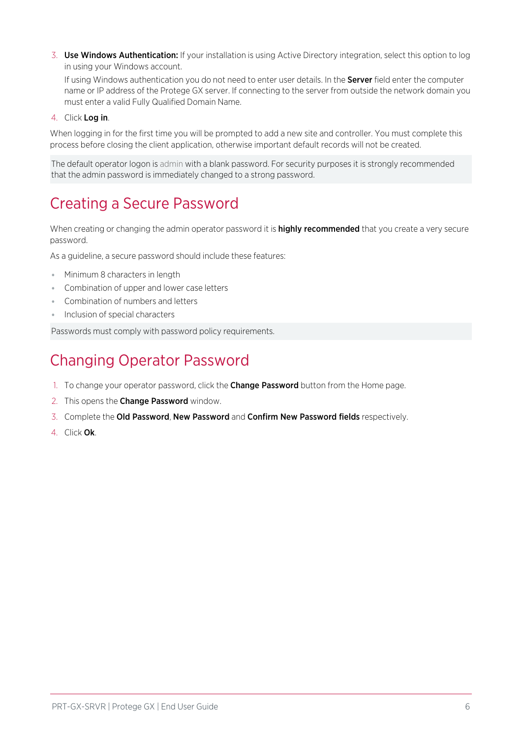3. **Use Windows Authentication:** If your installation is using Active Directory integration, select this option to log in using your Windows account.

   If using Windows authentication you do not need to enter user details. In the **Server** field enter the computer name or IP address of the Protege GX server. If connecting to the server from outside the network domain you must enter a valid Fully Qualified Domain Name.

4. Click **Log in**.

When logging in for the first time you will be prompted to add a new site and controller. You must complete this process before closing the client application, otherwise important default records will not be created.

The default operator logon is admin with a blank password. For security purposes it is strongly recommended that the admin password is immediately changed to a strong password.

# Creating a Secure Password

When creating or changing the admin operator password it is **highly recommended** that you create a very secure password.

As a guideline, a secure password should include these features:

- Minimum 8 characters in length
- Combination of upper and lower case letters
- Combination of numbers and letters
- Inclusion of special characters

Passwords must comply with password policy requirements.

# Changing Operator Password

1. To change your operator password, click the **Change Password** button from the Home page.
2. This opens the **Change Password** window.
3. Complete the **Old Password**, **New Password** and **Confirm New Password fields** respectively.
4. Click **Ok**.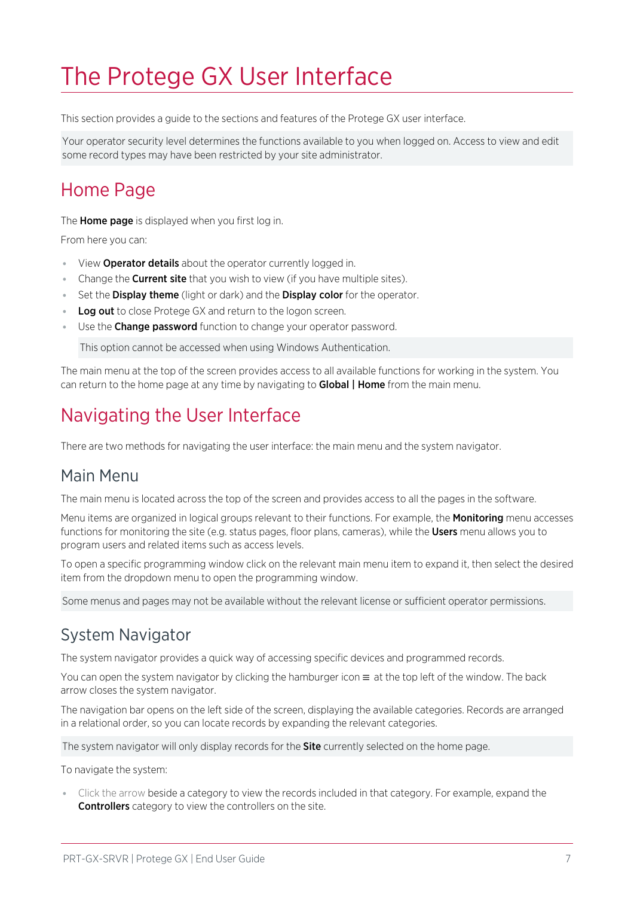# The Protege GX User Interface

This section provides a guide to the sections and features of the Protege GX user interface.

Your operator security level determines the functions available to you when logged on. Access to view and edit some record types may have been restricted by your site administrator.

## Home Page

The **Home page** is displayed when you first log in.

From here you can:

- View **Operator details** about the operator currently logged in.
- Change the **Current site** that you wish to view (if you have multiple sites).
- Set the **Display theme** (light or dark) and the **Display color** for the operator.
- **Log out** to close Protege GX and return to the logon screen.
- Use the **Change password** function to change your operator password.

  This option cannot be accessed when using Windows Authentication.

The main menu at the top of the screen provides access to all available functions for working in the system. You can return to the home page at any time by navigating to **Global | Home** from the main menu.

## Navigating the User Interface

There are two methods for navigating the user interface: the main menu and the system navigator.

### Main Menu

The main menu is located across the top of the screen and provides access to all the pages in the software.

Menu items are organized in logical groups relevant to their functions. For example, the **Monitoring** menu accesses functions for monitoring the site (e.g. status pages, floor plans, cameras), while the **Users** menu allows you to program users and related items such as access levels.

To open a specific programming window click on the relevant main menu item to expand it, then select the desired item from the dropdown menu to open the programming window.

Some menus and pages may not be available without the relevant license or sufficient operator permissions.

### System Navigator

The system navigator provides a quick way of accessing specific devices and programmed records.

You can open the system navigator by clicking the hamburger icon ≡ at the top left of the window. The back arrow closes the system navigator.

The navigation bar opens on the left side of the screen, displaying the available categories. Records are arranged in a relational order, so you can locate records by expanding the relevant categories.

The system navigator will only display records for the **Site** currently selected on the home page.

To navigate the system:

- Click the arrow beside a category to view the records included in that category. For example, expand the **Controllers** category to view the controllers on the site.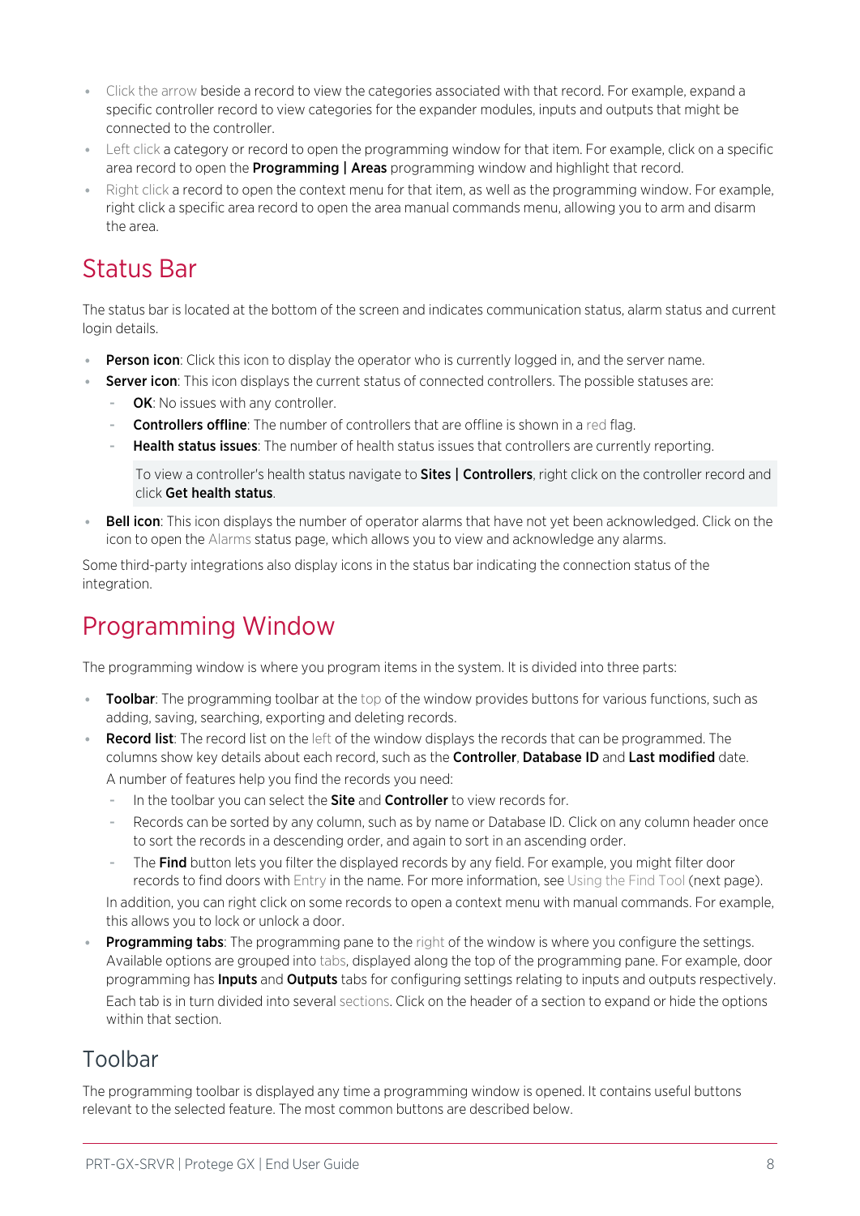- Click the arrow beside a record to view the categories associated with that record. For example, expand a specific controller record to view categories for the expander modules, inputs and outputs that might be connected to the controller.
- Left click a category or record to open the programming window for that item. For example, click on a specific area record to open the **Programming | Areas** programming window and highlight that record.
- Right click a record to open the context menu for that item, as well as the programming window. For example, right click a specific area record to open the area manual commands menu, allowing you to arm and disarm the area.

## Status Bar

The status bar is located at the bottom of the screen and indicates communication status, alarm status and current login details.

- **Person icon**: Click this icon to display the operator who is currently logged in, and the server name.
- **Server icon**: This icon displays the current status of connected controllers. The possible statuses are:
  - **OK**: No issues with any controller.
  - **Controllers offline**: The number of controllers that are offline is shown in a red flag.
  - **Health status issues**: The number of health status issues that controllers are currently reporting.

    To view a controller's health status navigate to **Sites | Controllers**, right click on the controller record and click **Get health status**.
- **Bell icon**: This icon displays the number of operator alarms that have not yet been acknowledged. Click on the icon to open the Alarms status page, which allows you to view and acknowledge any alarms.

Some third-party integrations also display icons in the status bar indicating the connection status of the integration.

## Programming Window

The programming window is where you program items in the system. It is divided into three parts:

- **Toolbar**: The programming toolbar at the top of the window provides buttons for various functions, such as adding, saving, searching, exporting and deleting records.
- **Record list**: The record list on the left of the window displays the records that can be programmed. The columns show key details about each record, such as the **Controller**, **Database ID** and **Last modified** date.

  A number of features help you find the records you need:
  - In the toolbar you can select the **Site** and **Controller** to view records for.
  - Records can be sorted by any column, such as by name or Database ID. Click on any column header once to sort the records in a descending order, and again to sort in an ascending order.
  - The **Find** button lets you filter the displayed records by any field. For example, you might filter door records to find doors with Entry in the name. For more information, see Using the Find Tool (next page).

  In addition, you can right click on some records to open a context menu with manual commands. For example, this allows you to lock or unlock a door.
- **Programming tabs**: The programming pane to the right of the window is where you configure the settings. Available options are grouped into tabs, displayed along the top of the programming pane. For example, door programming has **Inputs** and **Outputs** tabs for configuring settings relating to inputs and outputs respectively.

  Each tab is in turn divided into several sections. Click on the header of a section to expand or hide the options within that section.

### Toolbar

The programming toolbar is displayed any time a programming window is opened. It contains useful buttons relevant to the selected feature. The most common buttons are described below.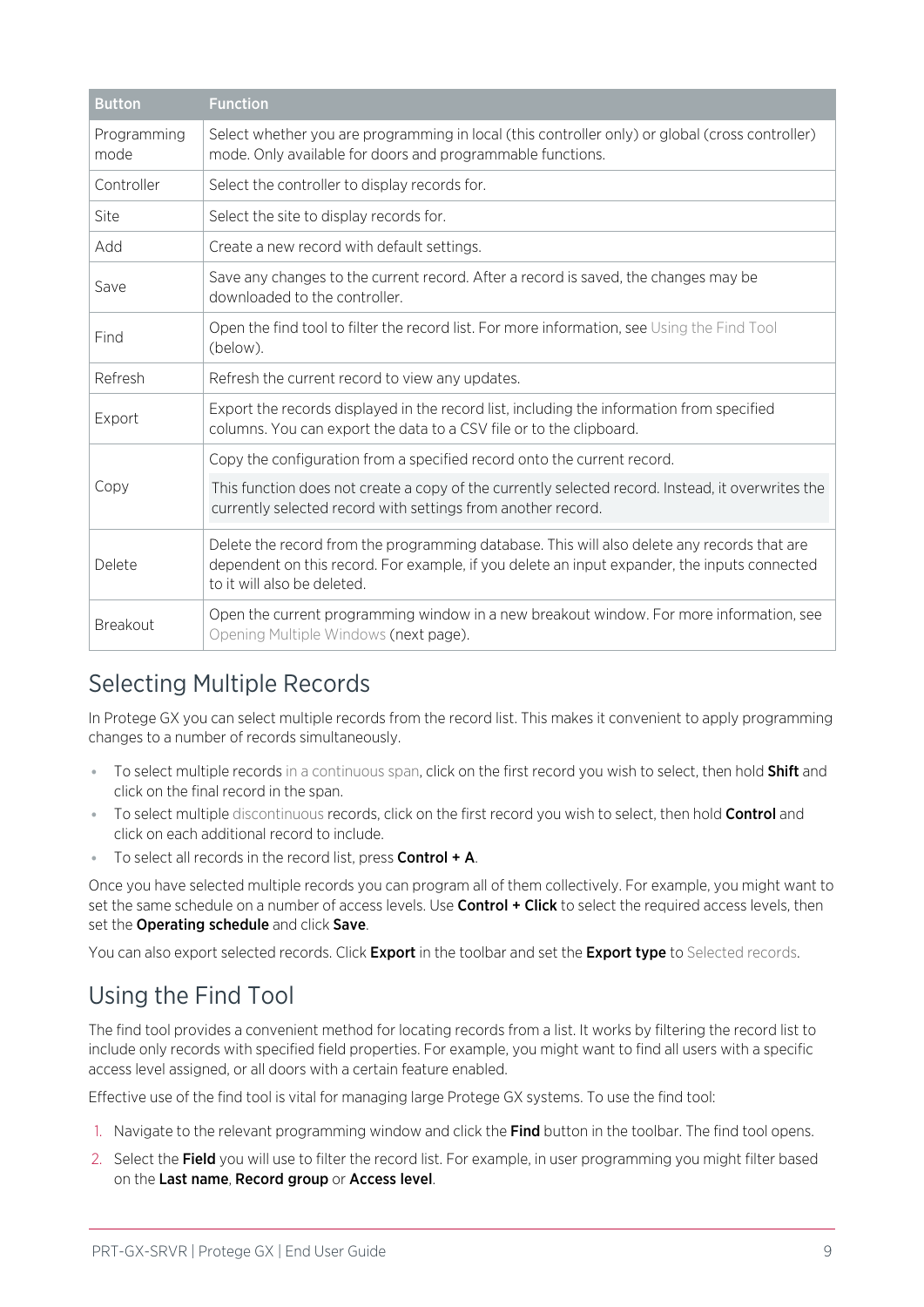| Button | Function |
| --- | --- |
| Programming mode | Select whether you are programming in local (this controller only) or global (cross controller) mode. Only available for doors and programmable functions. |
| Controller | Select the controller to display records for. |
| Site | Select the site to display records for. |
| Add | Create a new record with default settings. |
| Save | Save any changes to the current record. After a record is saved, the changes may be downloaded to the controller. |
| Find | Open the find tool to filter the record list. For more information, see Using the Find Tool (below). |
| Refresh | Refresh the current record to view any updates. |
| Export | Export the records displayed in the record list, including the information from specified columns. You can export the data to a CSV file or to the clipboard. |
| Copy | Copy the configuration from a specified record onto the current record.<br><br>This function does not create a copy of the currently selected record. Instead, it overwrites the currently selected record with settings from another record. |
| Delete | Delete the record from the programming database. This will also delete any records that are dependent on this record. For example, if you delete an input expander, the inputs connected to it will also be deleted. |
| Breakout | Open the current programming window in a new breakout window. For more information, see Opening Multiple Windows (next page). |

## Selecting Multiple Records

In Protege GX you can select multiple records from the record list. This makes it convenient to apply programming changes to a number of records simultaneously.

- To select multiple records in a continuous span, click on the first record you wish to select, then hold **Shift** and click on the final record in the span.
- To select multiple discontinuous records, click on the first record you wish to select, then hold **Control** and click on each additional record to include.
- To select all records in the record list, press **Control + A**.

Once you have selected multiple records you can program all of them collectively. For example, you might want to set the same schedule on a number of access levels. Use **Control + Click** to select the required access levels, then set the **Operating schedule** and click **Save**.

You can also export selected records. Click **Export** in the toolbar and set the **Export type** to Selected records.

## Using the Find Tool

The find tool provides a convenient method for locating records from a list. It works by filtering the record list to include only records with specified field properties. For example, you might want to find all users with a specific access level assigned, or all doors with a certain feature enabled.

Effective use of the find tool is vital for managing large Protege GX systems. To use the find tool:

1. Navigate to the relevant programming window and click the **Find** button in the toolbar. The find tool opens.
2. Select the **Field** you will use to filter the record list. For example, in user programming you might filter based on the **Last name**, **Record group** or **Access level**.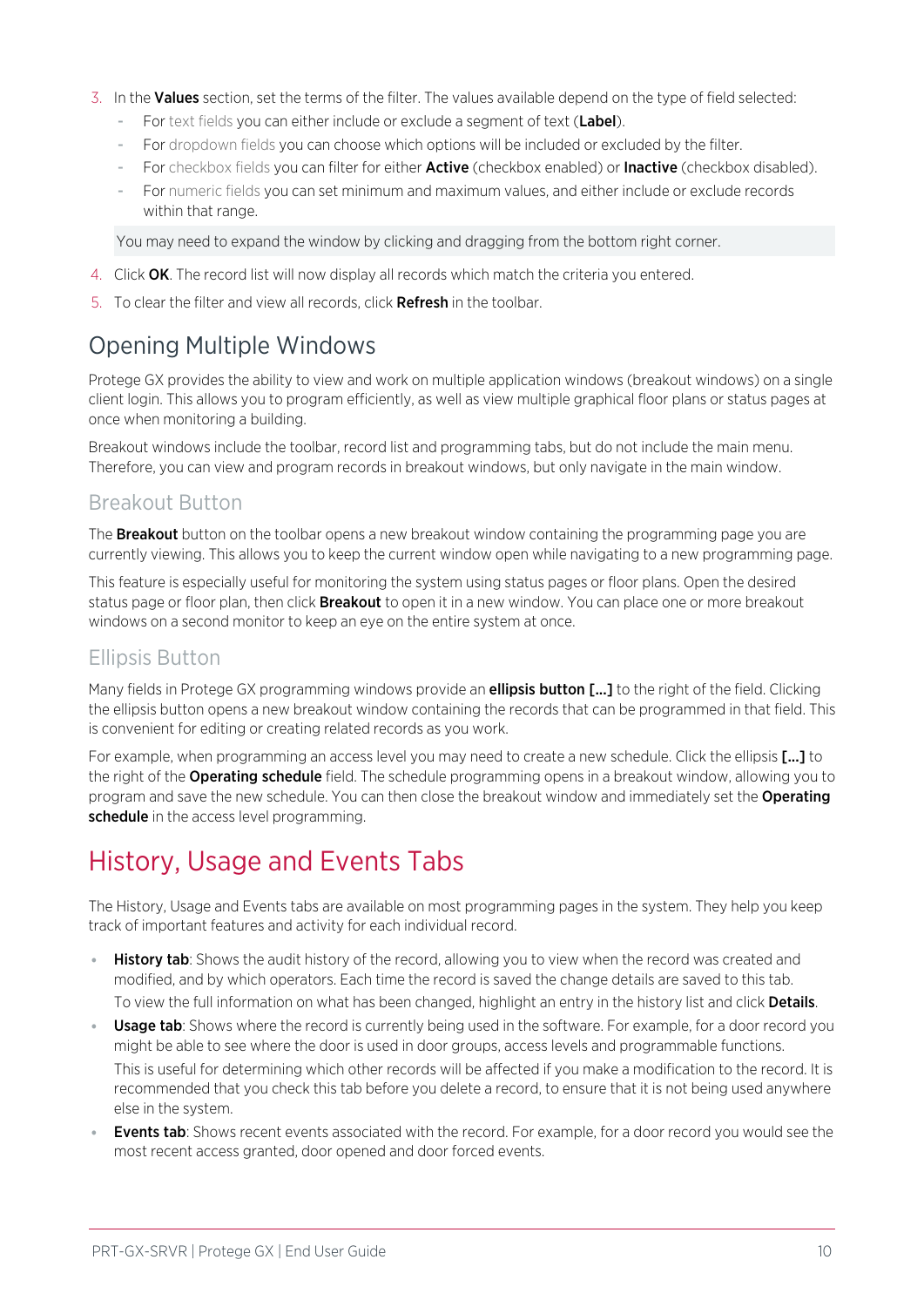3. In the **Values** section, set the terms of the filter. The values available depend on the type of field selected:
   - For text fields you can either include or exclude a segment of text (**Label**).
   - For dropdown fields you can choose which options will be included or excluded by the filter.
   - For checkbox fields you can filter for either **Active** (checkbox enabled) or **Inactive** (checkbox disabled).
   - For numeric fields you can set minimum and maximum values, and either include or exclude records within that range.

   You may need to expand the window by clicking and dragging from the bottom right corner.

4. Click **OK**. The record list will now display all records which match the criteria you entered.
5. To clear the filter and view all records, click **Refresh** in the toolbar.

## Opening Multiple Windows

Protege GX provides the ability to view and work on multiple application windows (breakout windows) on a single client login. This allows you to program efficiently, as well as view multiple graphical floor plans or status pages at once when monitoring a building.

Breakout windows include the toolbar, record list and programming tabs, but do not include the main menu. Therefore, you can view and program records in breakout windows, but only navigate in the main window.

### Breakout Button

The **Breakout** button on the toolbar opens a new breakout window containing the programming page you are currently viewing. This allows you to keep the current window open while navigating to a new programming page.

This feature is especially useful for monitoring the system using status pages or floor plans. Open the desired status page or floor plan, then click **Breakout** to open it in a new window. You can place one or more breakout windows on a second monitor to keep an eye on the entire system at once.

### Ellipsis Button

Many fields in Protege GX programming windows provide an **ellipsis button [...]** to the right of the field. Clicking the ellipsis button opens a new breakout window containing the records that can be programmed in that field. This is convenient for editing or creating related records as you work.

For example, when programming an access level you may need to create a new schedule. Click the ellipsis **[...]** to the right of the **Operating schedule** field. The schedule programming opens in a breakout window, allowing you to program and save the new schedule. You can then close the breakout window and immediately set the **Operating schedule** in the access level programming.

# History, Usage and Events Tabs

The History, Usage and Events tabs are available on most programming pages in the system. They help you keep track of important features and activity for each individual record.

- **History tab**: Shows the audit history of the record, allowing you to view when the record was created and modified, and by which operators. Each time the record is saved the change details are saved to this tab.

  To view the full information on what has been changed, highlight an entry in the history list and click **Details**.
- **Usage tab**: Shows where the record is currently being used in the software. For example, for a door record you might be able to see where the door is used in door groups, access levels and programmable functions.

  This is useful for determining which other records will be affected if you make a modification to the record. It is recommended that you check this tab before you delete a record, to ensure that it is not being used anywhere else in the system.
- **Events tab**: Shows recent events associated with the record. For example, for a door record you would see the most recent access granted, door opened and door forced events.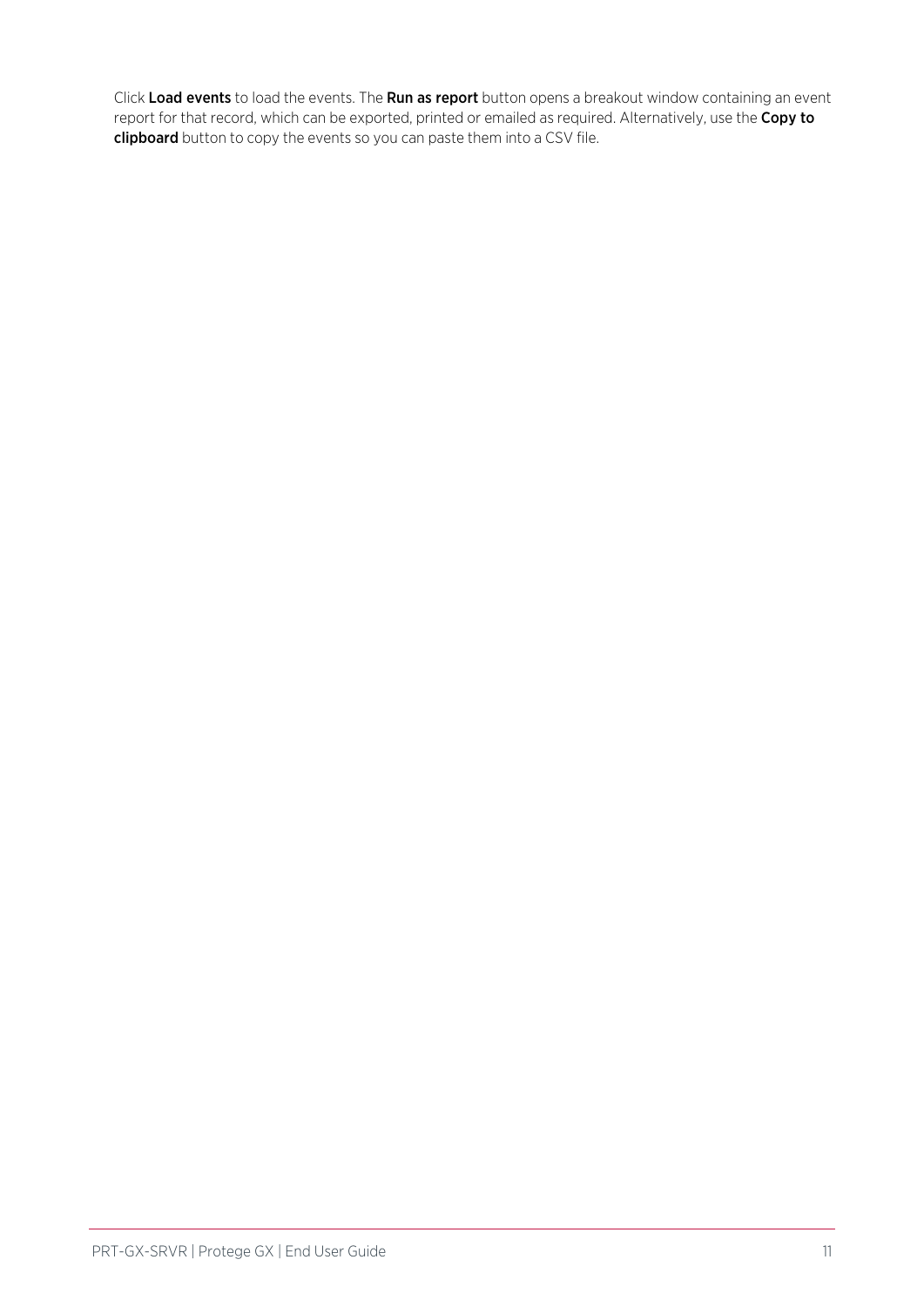Click **Load events** to load the events. The **Run as report** button opens a breakout window containing an event report for that record, which can be exported, printed or emailed as required. Alternatively, use the **Copy to clipboard** button to copy the events so you can paste them into a CSV file.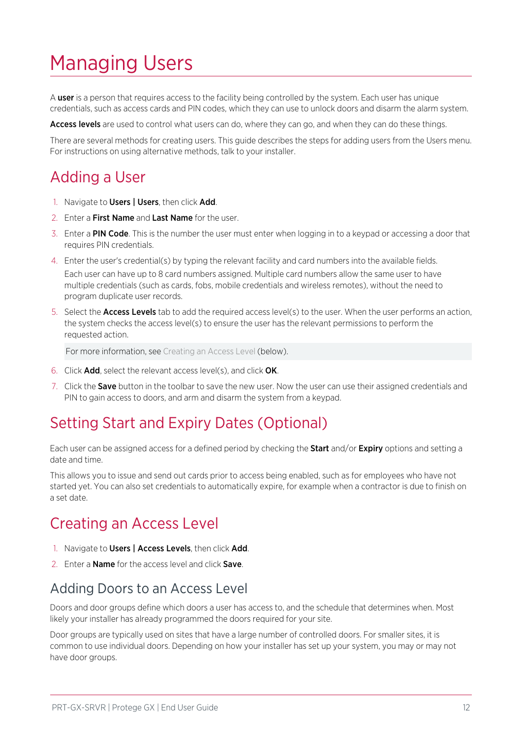# Managing Users

A **user** is a person that requires access to the facility being controlled by the system. Each user has unique credentials, such as access cards and PIN codes, which they can use to unlock doors and disarm the alarm system.

**Access levels** are used to control what users can do, where they can go, and when they can do these things.

There are several methods for creating users. This guide describes the steps for adding users from the Users menu. For instructions on using alternative methods, talk to your installer.

## Adding a User

1. Navigate to **Users | Users**, then click **Add**.
2. Enter a **First Name** and **Last Name** for the user.
3. Enter a **PIN Code**. This is the number the user must enter when logging in to a keypad or accessing a door that requires PIN credentials.
4. Enter the user's credential(s) by typing the relevant facility and card numbers into the available fields.

   Each user can have up to 8 card numbers assigned. Multiple card numbers allow the same user to have multiple credentials (such as cards, fobs, mobile credentials and wireless remotes), without the need to program duplicate user records.
5. Select the **Access Levels** tab to add the required access level(s) to the user. When the user performs an action, the system checks the access level(s) to ensure the user has the relevant permissions to perform the requested action.

   For more information, see Creating an Access Level (below).
6. Click **Add**, select the relevant access level(s), and click **OK**.
7. Click the **Save** button in the toolbar to save the new user. Now the user can use their assigned credentials and PIN to gain access to doors, and arm and disarm the system from a keypad.

## Setting Start and Expiry Dates (Optional)

Each user can be assigned access for a defined period by checking the **Start** and/or **Expiry** options and setting a date and time.

This allows you to issue and send out cards prior to access being enabled, such as for employees who have not started yet. You can also set credentials to automatically expire, for example when a contractor is due to finish on a set date.

## Creating an Access Level

1. Navigate to **Users | Access Levels**, then click **Add**.
2. Enter a **Name** for the access level and click **Save**.

### Adding Doors to an Access Level

Doors and door groups define which doors a user has access to, and the schedule that determines when. Most likely your installer has already programmed the doors required for your site.

Door groups are typically used on sites that have a large number of controlled doors. For smaller sites, it is common to use individual doors. Depending on how your installer has set up your system, you may or may not have door groups.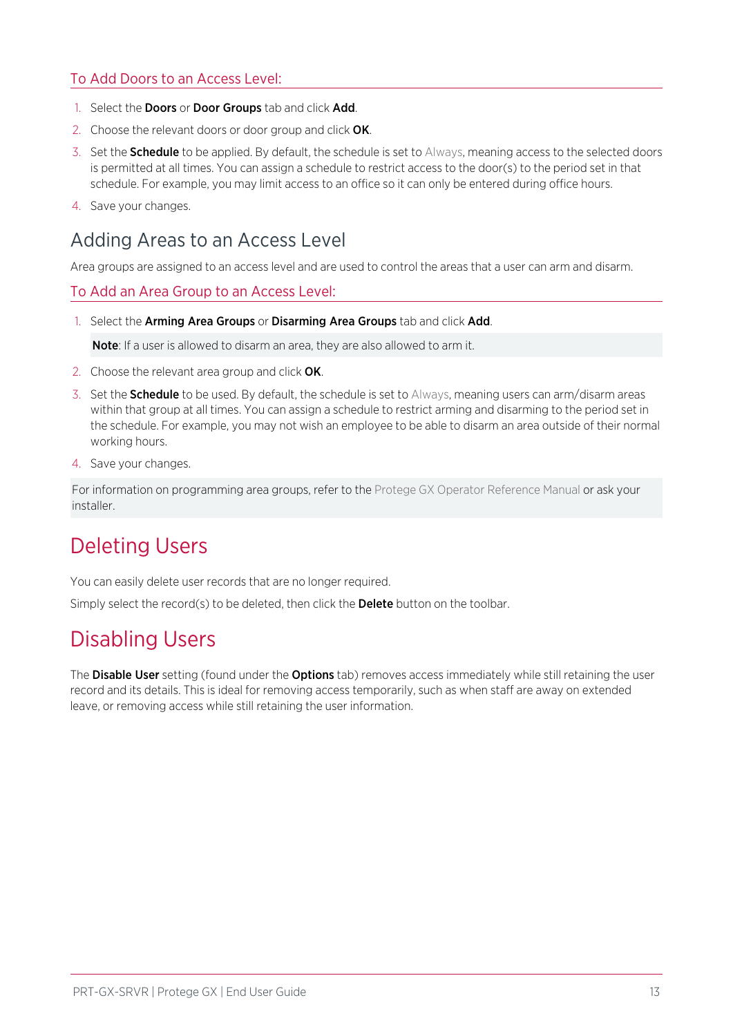### To Add Doors to an Access Level:

1. Select the **Doors** or **Door Groups** tab and click **Add**.
2. Choose the relevant doors or door group and click **OK**.
3. Set the **Schedule** to be applied. By default, the schedule is set to Always, meaning access to the selected doors is permitted at all times. You can assign a schedule to restrict access to the door(s) to the period set in that schedule. For example, you may limit access to an office so it can only be entered during office hours.
4. Save your changes.

## Adding Areas to an Access Level

Area groups are assigned to an access level and are used to control the areas that a user can arm and disarm.

### To Add an Area Group to an Access Level:

1. Select the **Arming Area Groups** or **Disarming Area Groups** tab and click **Add**.

   **Note**: If a user is allowed to disarm an area, they are also allowed to arm it.

2. Choose the relevant area group and click **OK**.
3. Set the **Schedule** to be used. By default, the schedule is set to Always, meaning users can arm/disarm areas within that group at all times. You can assign a schedule to restrict arming and disarming to the period set in the schedule. For example, you may not wish an employee to be able to disarm an area outside of their normal working hours.
4. Save your changes.

For information on programming area groups, refer to the Protege GX Operator Reference Manual or ask your installer.

# Deleting Users

You can easily delete user records that are no longer required.

Simply select the record(s) to be deleted, then click the **Delete** button on the toolbar.

# Disabling Users

The **Disable User** setting (found under the **Options** tab) removes access immediately while still retaining the user record and its details. This is ideal for removing access temporarily, such as when staff are away on extended leave, or removing access while still retaining the user information.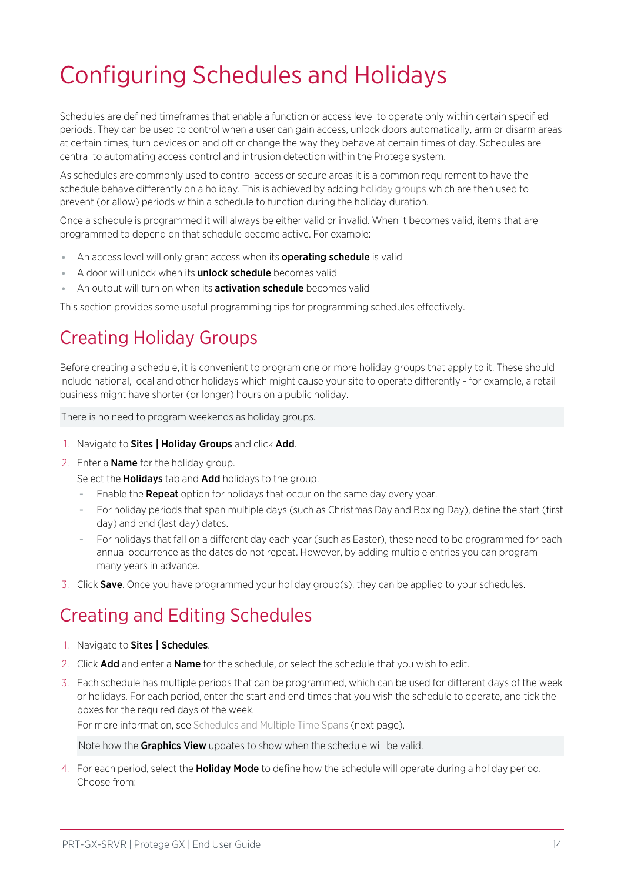# Configuring Schedules and Holidays

Schedules are defined timeframes that enable a function or access level to operate only within certain specified periods. They can be used to control when a user can gain access, unlock doors automatically, arm or disarm areas at certain times, turn devices on and off or change the way they behave at certain times of day. Schedules are central to automating access control and intrusion detection within the Protege system.

As schedules are commonly used to control access or secure areas it is a common requirement to have the schedule behave differently on a holiday. This is achieved by adding holiday groups which are then used to prevent (or allow) periods within a schedule to function during the holiday duration.

Once a schedule is programmed it will always be either valid or invalid. When it becomes valid, items that are programmed to depend on that schedule become active. For example:

- An access level will only grant access when its **operating schedule** is valid
- A door will unlock when its **unlock schedule** becomes valid
- An output will turn on when its **activation schedule** becomes valid

This section provides some useful programming tips for programming schedules effectively.

## Creating Holiday Groups

Before creating a schedule, it is convenient to program one or more holiday groups that apply to it. These should include national, local and other holidays which might cause your site to operate differently - for example, a retail business might have shorter (or longer) hours on a public holiday.

> There is no need to program weekends as holiday groups.

1. Navigate to **Sites | Holiday Groups** and click **Add**.
2. Enter a **Name** for the holiday group.

   Select the **Holidays** tab and **Add** holidays to the group.
   - Enable the **Repeat** option for holidays that occur on the same day every year.
   - For holiday periods that span multiple days (such as Christmas Day and Boxing Day), define the start (first day) and end (last day) dates.
   - For holidays that fall on a different day each year (such as Easter), these need to be programmed for each annual occurrence as the dates do not repeat. However, by adding multiple entries you can program many years in advance.
3. Click **Save**. Once you have programmed your holiday group(s), they can be applied to your schedules.

## Creating and Editing Schedules

1. Navigate to **Sites | Schedules**.
2. Click **Add** and enter a **Name** for the schedule, or select the schedule that you wish to edit.
3. Each schedule has multiple periods that can be programmed, which can be used for different days of the week or holidays. For each period, enter the start and end times that you wish the schedule to operate, and tick the boxes for the required days of the week.

   For more information, see Schedules and Multiple Time Spans (next page).

   > Note how the **Graphics View** updates to show when the schedule will be valid.
4. For each period, select the **Holiday Mode** to define how the schedule will operate during a holiday period. Choose from: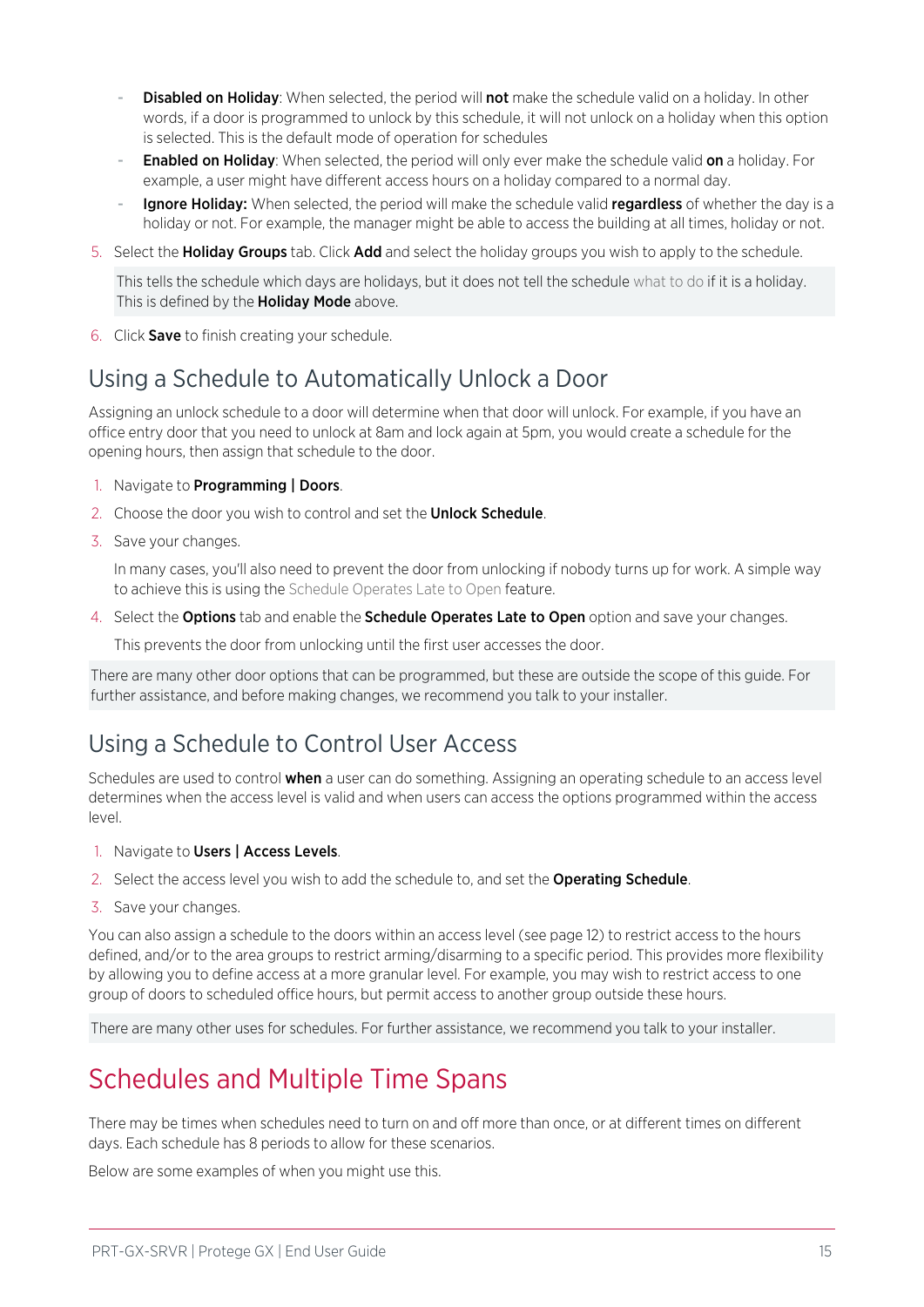- **Disabled on Holiday**: When selected, the period will **not** make the schedule valid on a holiday. In other words, if a door is programmed to unlock by this schedule, it will not unlock on a holiday when this option is selected. This is the default mode of operation for schedules
- **Enabled on Holiday**: When selected, the period will only ever make the schedule valid **on** a holiday. For example, a user might have different access hours on a holiday compared to a normal day.
- **Ignore Holiday:** When selected, the period will make the schedule valid **regardless** of whether the day is a holiday or not. For example, the manager might be able to access the building at all times, holiday or not.

5. Select the **Holiday Groups** tab. Click **Add** and select the holiday groups you wish to apply to the schedule.

   This tells the schedule which days are holidays, but it does not tell the schedule what to do if it is a holiday. This is defined by the **Holiday Mode** above.

6. Click **Save** to finish creating your schedule.

## Using a Schedule to Automatically Unlock a Door

Assigning an unlock schedule to a door will determine when that door will unlock. For example, if you have an office entry door that you need to unlock at 8am and lock again at 5pm, you would create a schedule for the opening hours, then assign that schedule to the door.

1. Navigate to **Programming | Doors**.
2. Choose the door you wish to control and set the **Unlock Schedule**.
3. Save your changes.

   In many cases, you'll also need to prevent the door from unlocking if nobody turns up for work. A simple way to achieve this is using the Schedule Operates Late to Open feature.

4. Select the **Options** tab and enable the **Schedule Operates Late to Open** option and save your changes.

   This prevents the door from unlocking until the first user accesses the door.

There are many other door options that can be programmed, but these are outside the scope of this guide. For further assistance, and before making changes, we recommend you talk to your installer.

## Using a Schedule to Control User Access

Schedules are used to control **when** a user can do something. Assigning an operating schedule to an access level determines when the access level is valid and when users can access the options programmed within the access level.

1. Navigate to **Users | Access Levels**.
2. Select the access level you wish to add the schedule to, and set the **Operating Schedule**.
3. Save your changes.

You can also assign a schedule to the doors within an access level (see page 12) to restrict access to the hours defined, and/or to the area groups to restrict arming/disarming to a specific period. This provides more flexibility by allowing you to define access at a more granular level. For example, you may wish to restrict access to one group of doors to scheduled office hours, but permit access to another group outside these hours.

There are many other uses for schedules. For further assistance, we recommend you talk to your installer.

# Schedules and Multiple Time Spans

There may be times when schedules need to turn on and off more than once, or at different times on different days. Each schedule has 8 periods to allow for these scenarios.

Below are some examples of when you might use this.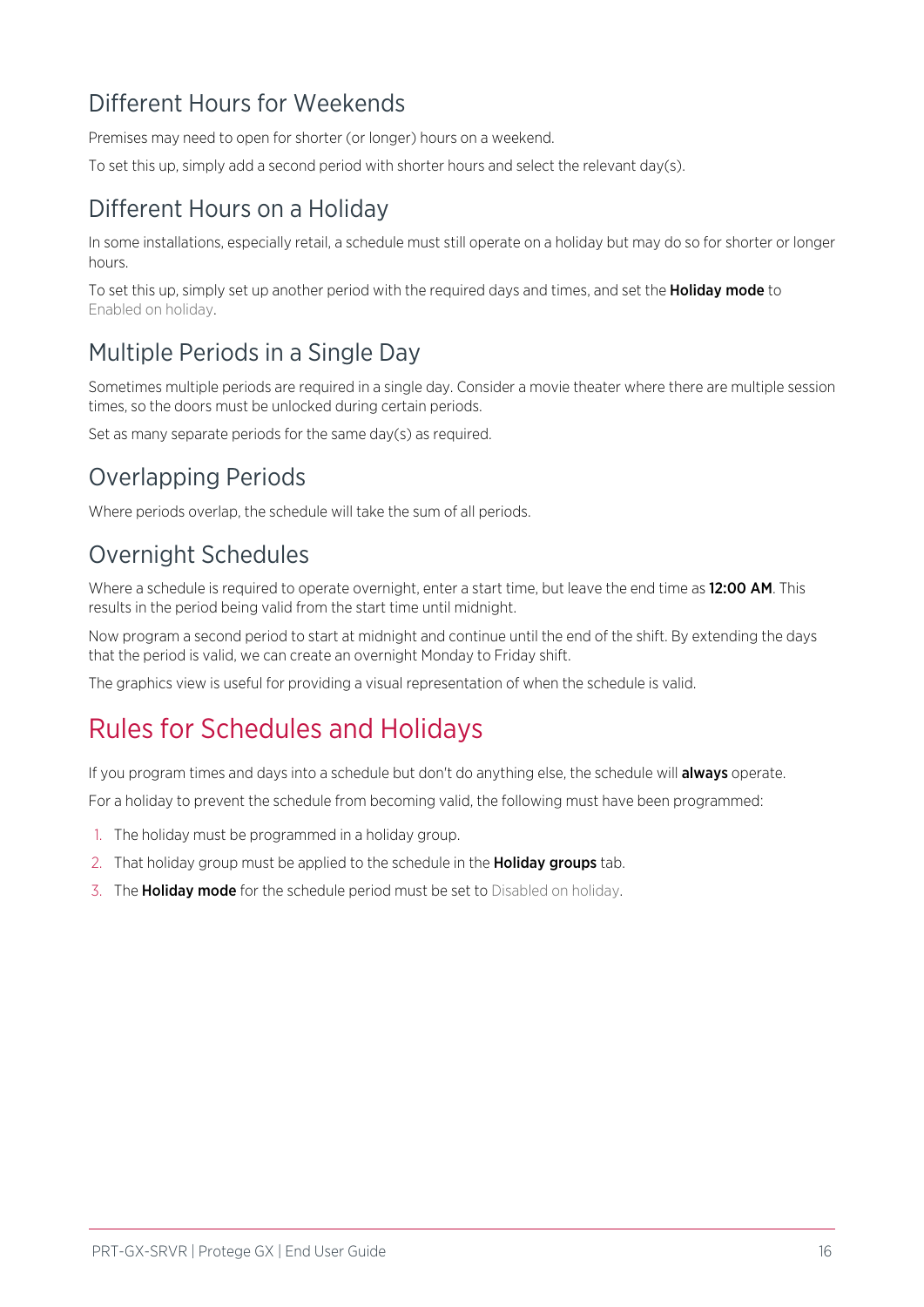## Different Hours for Weekends

Premises may need to open for shorter (or longer) hours on a weekend.

To set this up, simply add a second period with shorter hours and select the relevant day(s).

## Different Hours on a Holiday

In some installations, especially retail, a schedule must still operate on a holiday but may do so for shorter or longer hours.

To set this up, simply set up another period with the required days and times, and set the **Holiday mode** to Enabled on holiday.

## Multiple Periods in a Single Day

Sometimes multiple periods are required in a single day. Consider a movie theater where there are multiple session times, so the doors must be unlocked during certain periods.

Set as many separate periods for the same day(s) as required.

## Overlapping Periods

Where periods overlap, the schedule will take the sum of all periods.

## Overnight Schedules

Where a schedule is required to operate overnight, enter a start time, but leave the end time as **12:00 AM**. This results in the period being valid from the start time until midnight.

Now program a second period to start at midnight and continue until the end of the shift. By extending the days that the period is valid, we can create an overnight Monday to Friday shift.

The graphics view is useful for providing a visual representation of when the schedule is valid.

# Rules for Schedules and Holidays

If you program times and days into a schedule but don't do anything else, the schedule will **always** operate.

For a holiday to prevent the schedule from becoming valid, the following must have been programmed:

1. The holiday must be programmed in a holiday group.
2. That holiday group must be applied to the schedule in the **Holiday groups** tab.
3. The **Holiday mode** for the schedule period must be set to Disabled on holiday.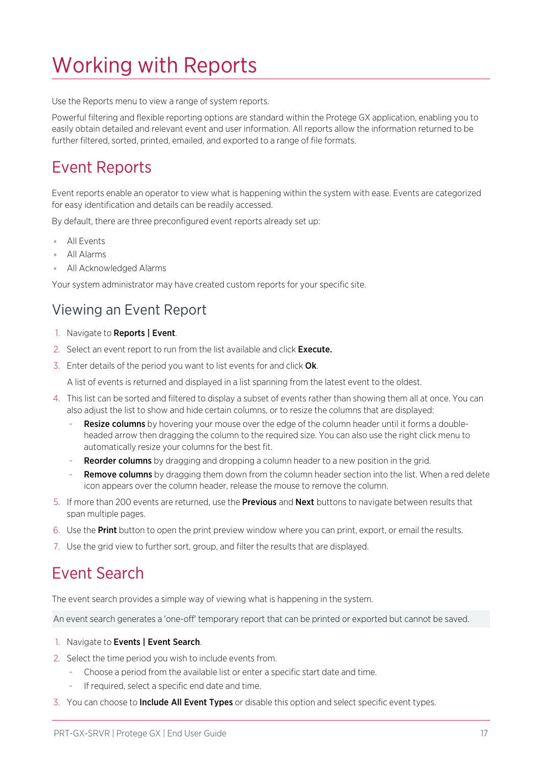# Working with Reports

Use the Reports menu to view a range of system reports.

Powerful filtering and flexible reporting options are standard within the Protege GX application, enabling you to easily obtain detailed and relevant event and user information. All reports allow the information returned to be further filtered, sorted, printed, emailed, and exported to a range of file formats.

## Event Reports

Event reports enable an operator to view what is happening within the system with ease. Events are categorized for easy identification and details can be readily accessed.

By default, there are three preconfigured event reports already set up:

- All Events
- All Alarms
- All Acknowledged Alarms

Your system administrator may have created custom reports for your specific site.

### Viewing an Event Report

1. Navigate to **Reports | Event**.
2. Select an event report to run from the list available and click **Execute.**
3. Enter details of the period you want to list events for and click **Ok**.

   A list of events is returned and displayed in a list spanning from the latest event to the oldest.

4. This list can be sorted and filtered to display a subset of events rather than showing them all at once. You can also adjust the list to show and hide certain columns, or to resize the columns that are displayed:
   - **Resize columns** by hovering your mouse over the edge of the column header until it forms a double-headed arrow then dragging the column to the required size. You can also use the right click menu to automatically resize your columns for the best fit.
   - **Reorder columns** by dragging and dropping a column header to a new position in the grid.
   - **Remove columns** by dragging them down from the column header section into the list. When a red delete icon appears over the column header, release the mouse to remove the column.
5. If more than 200 events are returned, use the **Previous** and **Next** buttons to navigate between results that span multiple pages.
6. Use the **Print** button to open the print preview window where you can print, export, or email the results.
7. Use the grid view to further sort, group, and filter the results that are displayed.

## Event Search

The event search provides a simple way of viewing what is happening in the system.

An event search generates a 'one-off' temporary report that can be printed or exported but cannot be saved.

1. Navigate to **Events | Event Search**.
2. Select the time period you wish to include events from.
   - Choose a period from the available list or enter a specific start date and time.
   - If required, select a specific end date and time.
3. You can choose to **Include All Event Types** or disable this option and select specific event types.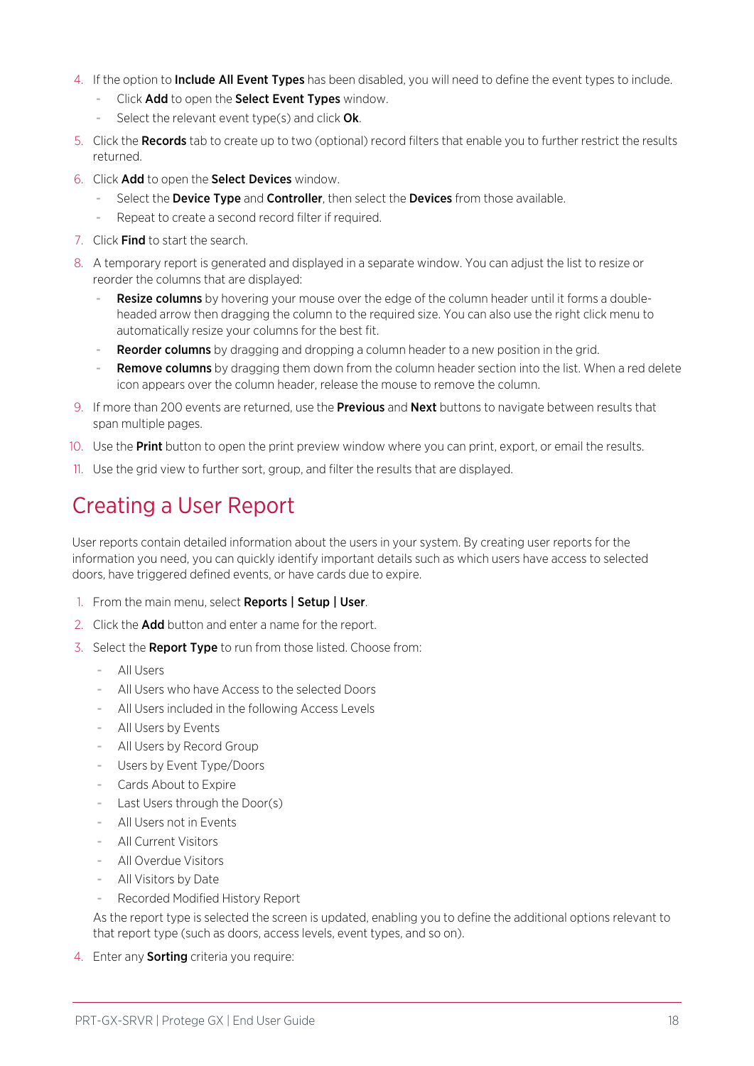4. If the option to **Include All Event Types** has been disabled, you will need to define the event types to include.
   - Click **Add** to open the **Select Event Types** window.
   - Select the relevant event type(s) and click **Ok**.
5. Click the **Records** tab to create up to two (optional) record filters that enable you to further restrict the results returned.
6. Click **Add** to open the **Select Devices** window.
   - Select the **Device Type** and **Controller**, then select the **Devices** from those available.
   - Repeat to create a second record filter if required.
7. Click **Find** to start the search.
8. A temporary report is generated and displayed in a separate window. You can adjust the list to resize or reorder the columns that are displayed:
   - **Resize columns** by hovering your mouse over the edge of the column header until it forms a double-headed arrow then dragging the column to the required size. You can also use the right click menu to automatically resize your columns for the best fit.
   - **Reorder columns** by dragging and dropping a column header to a new position in the grid.
   - **Remove columns** by dragging them down from the column header section into the list. When a red delete icon appears over the column header, release the mouse to remove the column.
9. If more than 200 events are returned, use the **Previous** and **Next** buttons to navigate between results that span multiple pages.
10. Use the **Print** button to open the print preview window where you can print, export, or email the results.
11. Use the grid view to further sort, group, and filter the results that are displayed.

# Creating a User Report

User reports contain detailed information about the users in your system. By creating user reports for the information you need, you can quickly identify important details such as which users have access to selected doors, have triggered defined events, or have cards due to expire.

1. From the main menu, select **Reports | Setup | User**.
2. Click the **Add** button and enter a name for the report.
3. Select the **Report Type** to run from those listed. Choose from:
   - All Users
   - All Users who have Access to the selected Doors
   - All Users included in the following Access Levels
   - All Users by Events
   - All Users by Record Group
   - Users by Event Type/Doors
   - Cards About to Expire
   - Last Users through the Door(s)
   - All Users not in Events
   - All Current Visitors
   - All Overdue Visitors
   - All Visitors by Date
   - Recorded Modified History Report

   As the report type is selected the screen is updated, enabling you to define the additional options relevant to that report type (such as doors, access levels, event types, and so on).
4. Enter any **Sorting** criteria you require: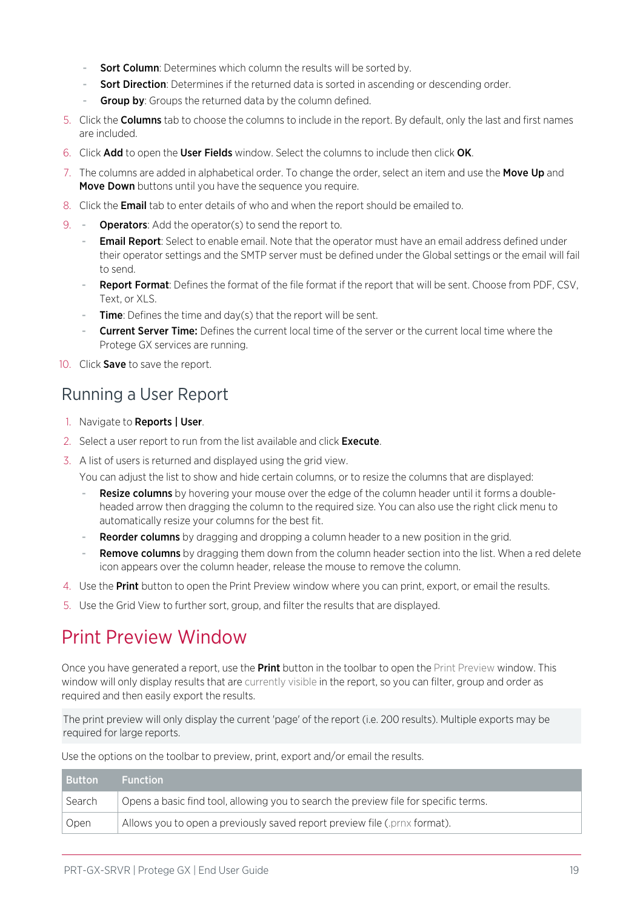- **Sort Column**: Determines which column the results will be sorted by.
- **Sort Direction**: Determines if the returned data is sorted in ascending or descending order.
- **Group by**: Groups the returned data by the column defined.

5. Click the **Columns** tab to choose the columns to include in the report. By default, only the last and first names are included.
6. Click **Add** to open the **User Fields** window. Select the columns to include then click **OK**.
7. The columns are added in alphabetical order. To change the order, select an item and use the **Move Up** and **Move Down** buttons until you have the sequence you require.
8. Click the **Email** tab to enter details of who and when the report should be emailed to.
9. - **Operators**: Add the operator(s) to send the report to.
   - **Email Report**: Select to enable email. Note that the operator must have an email address defined under their operator settings and the SMTP server must be defined under the Global settings or the email will fail to send.
   - **Report Format**: Defines the format of the file format if the report that will be sent. Choose from PDF, CSV, Text, or XLS.
   - **Time**: Defines the time and day(s) that the report will be sent.
   - **Current Server Time:** Defines the current local time of the server or the current local time where the Protege GX services are running.
10. Click **Save** to save the report.

## Running a User Report

1. Navigate to **Reports | User**.
2. Select a user report to run from the list available and click **Execute**.
3. A list of users is returned and displayed using the grid view.

   You can adjust the list to show and hide certain columns, or to resize the columns that are displayed:
   - **Resize columns** by hovering your mouse over the edge of the column header until it forms a double-headed arrow then dragging the column to the required size. You can also use the right click menu to automatically resize your columns for the best fit.
   - **Reorder columns** by dragging and dropping a column header to a new position in the grid.
   - **Remove columns** by dragging them down from the column header section into the list. When a red delete icon appears over the column header, release the mouse to remove the column.
4. Use the **Print** button to open the Print Preview window where you can print, export, or email the results.
5. Use the Grid View to further sort, group, and filter the results that are displayed.

# Print Preview Window

Once you have generated a report, use the **Print** button in the toolbar to open the Print Preview window. This window will only display results that are currently visible in the report, so you can filter, group and order as required and then easily export the results.

The print preview will only display the current 'page' of the report (i.e. 200 results). Multiple exports may be required for large reports.

Use the options on the toolbar to preview, print, export and/or email the results.

| Button | Function |
| --- | --- |
| Search | Opens a basic find tool, allowing you to search the preview file for specific terms. |
| Open | Allows you to open a previously saved report preview file (.prnx format). |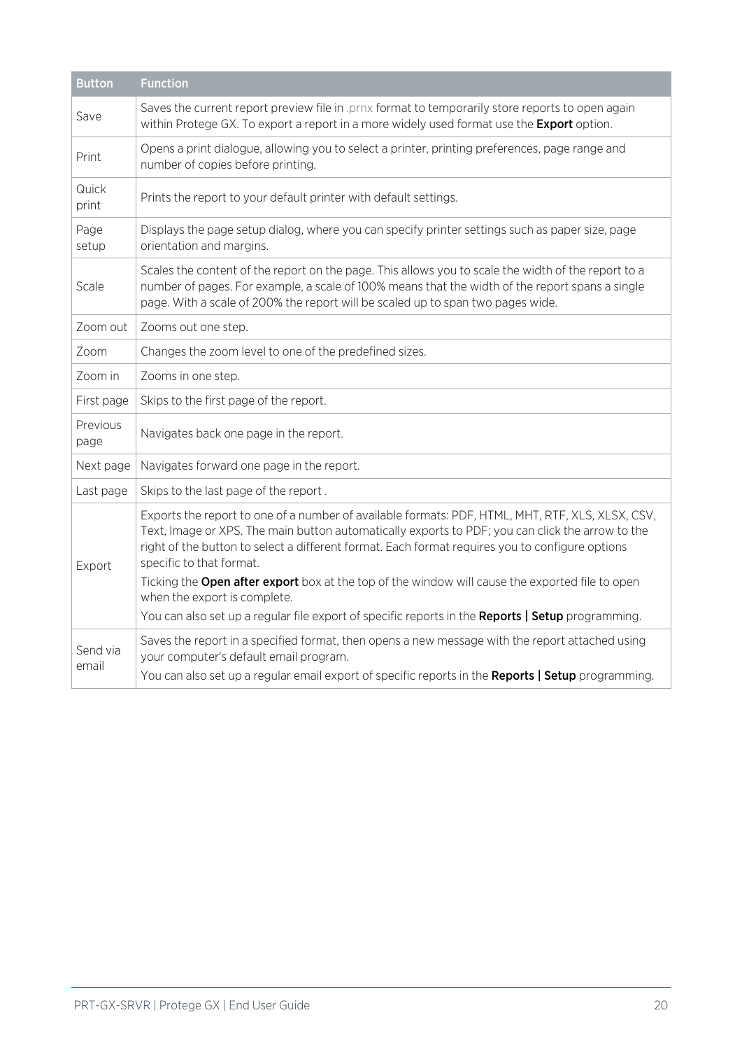| Button | Function |
| --- | --- |
| Save | Saves the current report preview file in .prnx format to temporarily store reports to open again within Protege GX. To export a report in a more widely used format use the **Export** option. |
| Print | Opens a print dialogue, allowing you to select a printer, printing preferences, page range and number of copies before printing. |
| Quick print | Prints the report to your default printer with default settings. |
| Page setup | Displays the page setup dialog, where you can specify printer settings such as paper size, page orientation and margins. |
| Scale | Scales the content of the report on the page. This allows you to scale the width of the report to a number of pages. For example, a scale of 100% means that the width of the report spans a single page. With a scale of 200% the report will be scaled up to span two pages wide. |
| Zoom out | Zooms out one step. |
| Zoom | Changes the zoom level to one of the predefined sizes. |
| Zoom in | Zooms in one step. |
| First page | Skips to the first page of the report. |
| Previous page | Navigates back one page in the report. |
| Next page | Navigates forward one page in the report. |
| Last page | Skips to the last page of the report . |
| Export | Exports the report to one of a number of available formats: PDF, HTML, MHT, RTF, XLS, XLSX, CSV, Text, Image or XPS. The main button automatically exports to PDF; you can click the arrow to the right of the button to select a different format. Each format requires you to configure options specific to that format.<br>Ticking the **Open after export** box at the top of the window will cause the exported file to open when the export is complete.<br>You can also set up a regular file export of specific reports in the **Reports \| Setup** programming. |
| Send via email | Saves the report in a specified format, then opens a new message with the report attached using your computer's default email program.<br>You can also set up a regular email export of specific reports in the **Reports \| Setup** programming. |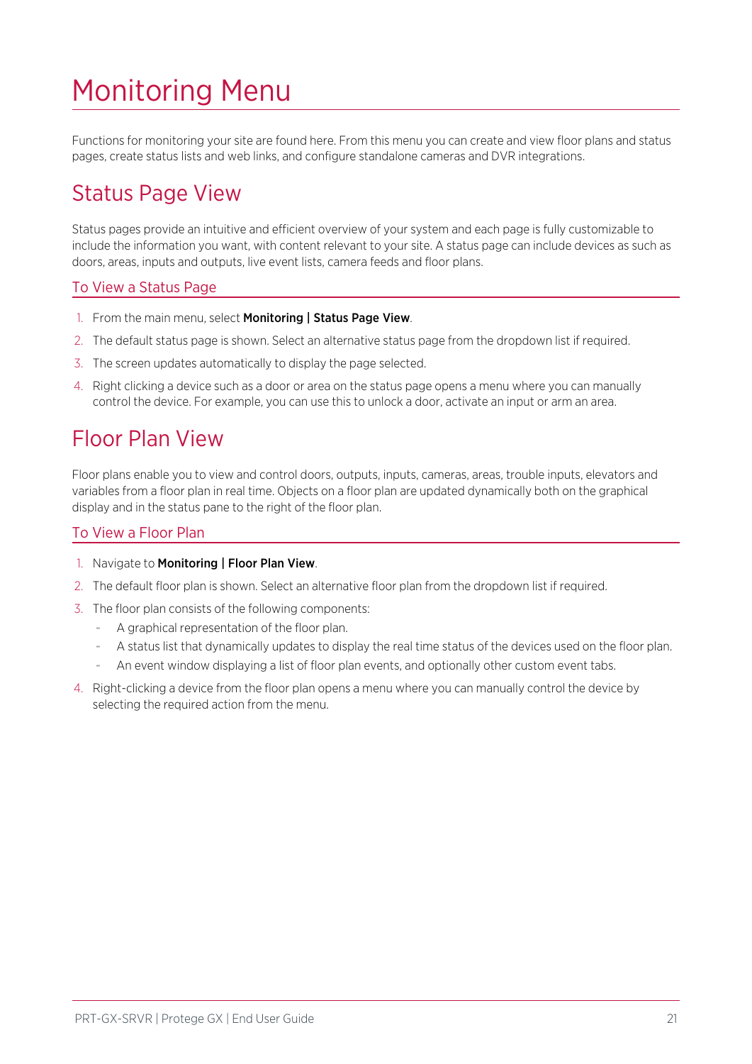# Monitoring Menu

Functions for monitoring your site are found here. From this menu you can create and view floor plans and status pages, create status lists and web links, and configure standalone cameras and DVR integrations.

## Status Page View

Status pages provide an intuitive and efficient overview of your system and each page is fully customizable to include the information you want, with content relevant to your site. A status page can include devices as such as doors, areas, inputs and outputs, live event lists, camera feeds and floor plans.

### To View a Status Page

1. From the main menu, select **Monitoring | Status Page View**.
2. The default status page is shown. Select an alternative status page from the dropdown list if required.
3. The screen updates automatically to display the page selected.
4. Right clicking a device such as a door or area on the status page opens a menu where you can manually control the device. For example, you can use this to unlock a door, activate an input or arm an area.

## Floor Plan View

Floor plans enable you to view and control doors, outputs, inputs, cameras, areas, trouble inputs, elevators and variables from a floor plan in real time. Objects on a floor plan are updated dynamically both on the graphical display and in the status pane to the right of the floor plan.

### To View a Floor Plan

1. Navigate to **Monitoring | Floor Plan View**.
2. The default floor plan is shown. Select an alternative floor plan from the dropdown list if required.
3. The floor plan consists of the following components:
   - A graphical representation of the floor plan.
   - A status list that dynamically updates to display the real time status of the devices used on the floor plan.
   - An event window displaying a list of floor plan events, and optionally other custom event tabs.
4. Right-clicking a device from the floor plan opens a menu where you can manually control the device by selecting the required action from the menu.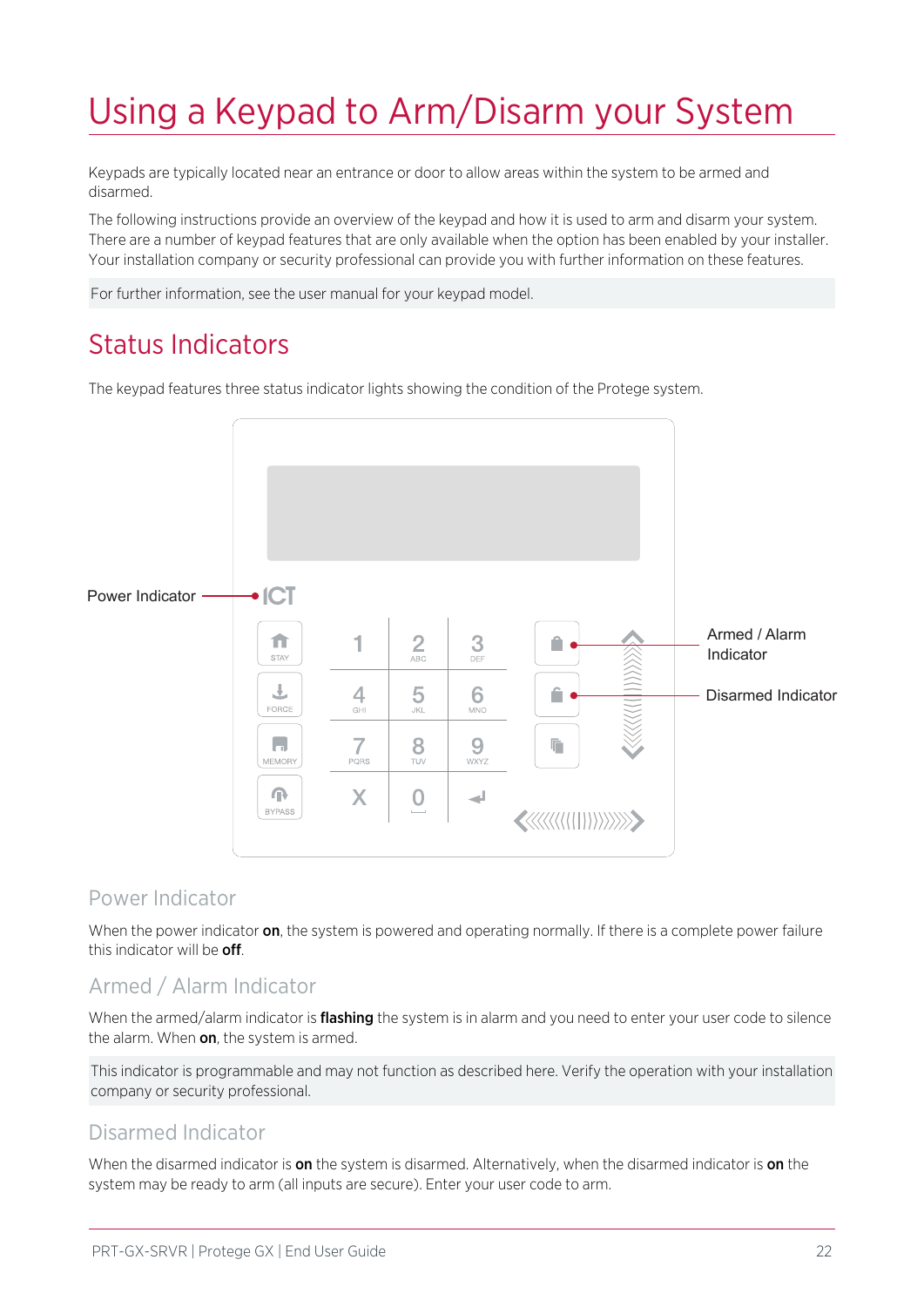# Using a Keypad to Arm/Disarm your System

Keypads are typically located near an entrance or door to allow areas within the system to be armed and disarmed.

The following instructions provide an overview of the keypad and how it is used to arm and disarm your system. There are a number of keypad features that are only available when the option has been enabled by your installer. Your installation company or security professional can provide you with further information on these features.

For further information, see the user manual for your keypad model.

## Status Indicators

The keypad features three status indicator lights showing the condition of the Protege system.

Power Indicator

Armed / Alarm Indicator

Disarmed Indicator

### Power Indicator

When the power indicator **on**, the system is powered and operating normally. If there is a complete power failure this indicator will be **off**.

### Armed / Alarm Indicator

When the armed/alarm indicator is **flashing** the system is in alarm and you need to enter your user code to silence the alarm. When **on**, the system is armed.

This indicator is programmable and may not function as described here. Verify the operation with your installation company or security professional.

### Disarmed Indicator

When the disarmed indicator is **on** the system is disarmed. Alternatively, when the disarmed indicator is **on** the system may be ready to arm (all inputs are secure). Enter your user code to arm.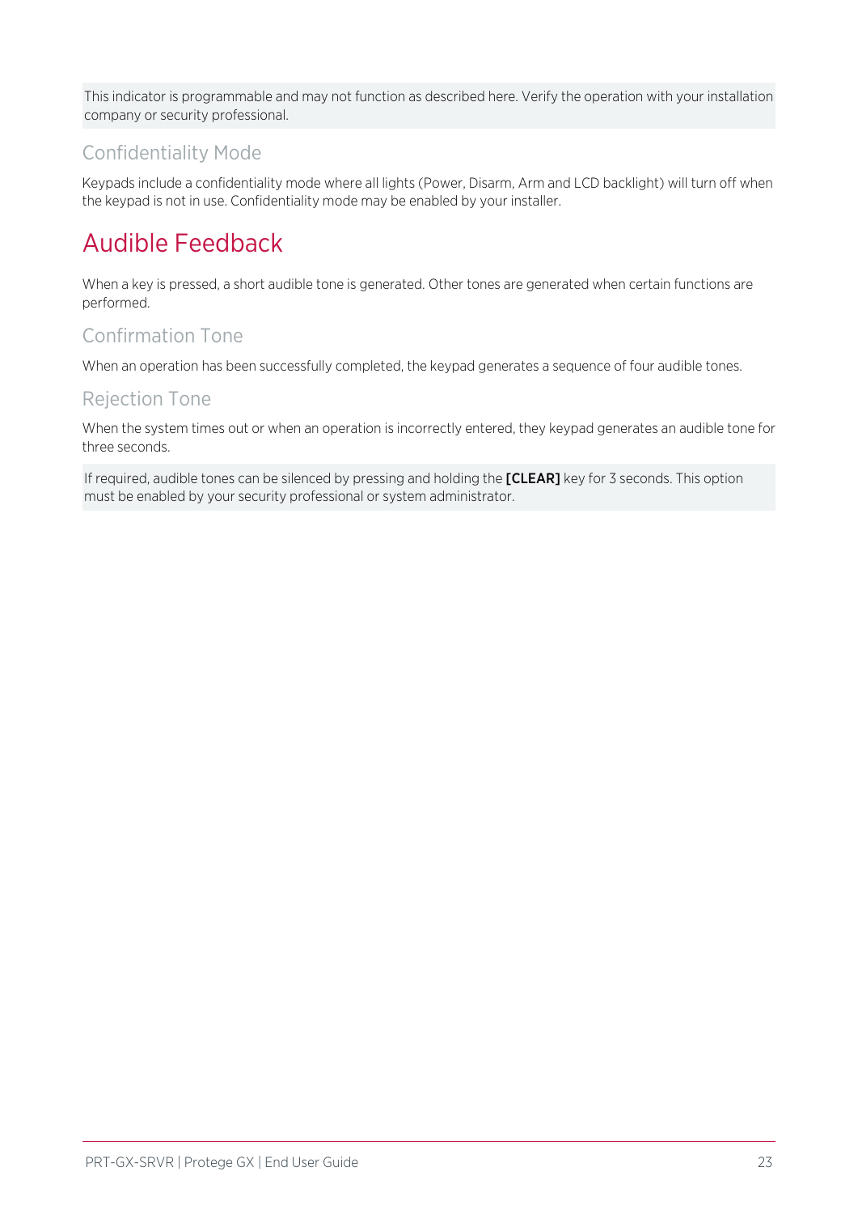This indicator is programmable and may not function as described here. Verify the operation with your installation company or security professional.

### Confidentiality Mode

Keypads include a confidentiality mode where all lights (Power, Disarm, Arm and LCD backlight) will turn off when the keypad is not in use. Confidentiality mode may be enabled by your installer.

## Audible Feedback

When a key is pressed, a short audible tone is generated. Other tones are generated when certain functions are performed.

### Confirmation Tone

When an operation has been successfully completed, the keypad generates a sequence of four audible tones.

### Rejection Tone

When the system times out or when an operation is incorrectly entered, they keypad generates an audible tone for three seconds.

If required, audible tones can be silenced by pressing and holding the **[CLEAR]** key for 3 seconds. This option must be enabled by your security professional or system administrator.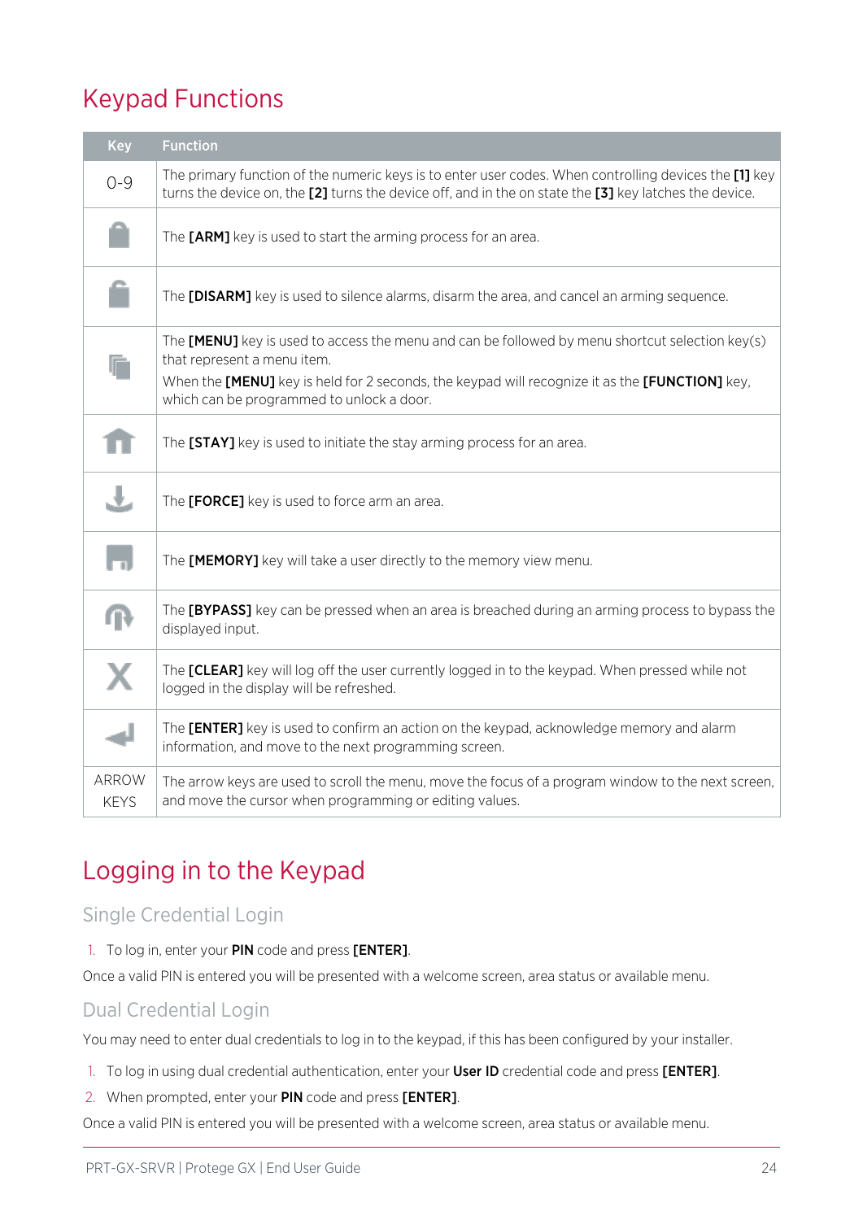# Keypad Functions

| Key | Function |
| --- | --- |
| 0-9 | The primary function of the numeric keys is to enter user codes. When controlling devices the **[1]** key turns the device on, the **[2]** turns the device off, and in the on state the **[3]** key latches the device. |
|  | The **[ARM]** key is used to start the arming process for an area. |
|  | The **[DISARM]** key is used to silence alarms, disarm the area, and cancel an arming sequence. |
|  | The **[MENU]** key is used to access the menu and can be followed by menu shortcut selection key(s) that represent a menu item. When the **[MENU]** key is held for 2 seconds, the keypad will recognize it as the **[FUNCTION]** key, which can be programmed to unlock a door. |
|  | The **[STAY]** key is used to initiate the stay arming process for an area. |
|  | The **[FORCE]** key is used to force arm an area. |
|  | The **[MEMORY]** key will take a user directly to the memory view menu. |
|  | The **[BYPASS]** key can be pressed when an area is breached during an arming process to bypass the displayed input. |
| X | The **[CLEAR]** key will log off the user currently logged in to the keypad. When pressed while not logged in the display will be refreshed. |
|  | The **[ENTER]** key is used to confirm an action on the keypad, acknowledge memory and alarm information, and move to the next programming screen. |
| ARROW KEYS | The arrow keys are used to scroll the menu, move the focus of a program window to the next screen, and move the cursor when programming or editing values. |

# Logging in to the Keypad

## Single Credential Login

1. To log in, enter your **PIN** code and press **[ENTER]**.

Once a valid PIN is entered you will be presented with a welcome screen, area status or available menu.

## Dual Credential Login

You may need to enter dual credentials to log in to the keypad, if this has been configured by your installer.

1. To log in using dual credential authentication, enter your **User ID** credential code and press **[ENTER]**.
2. When prompted, enter your **PIN** code and press **[ENTER]**.

Once a valid PIN is entered you will be presented with a welcome screen, area status or available menu.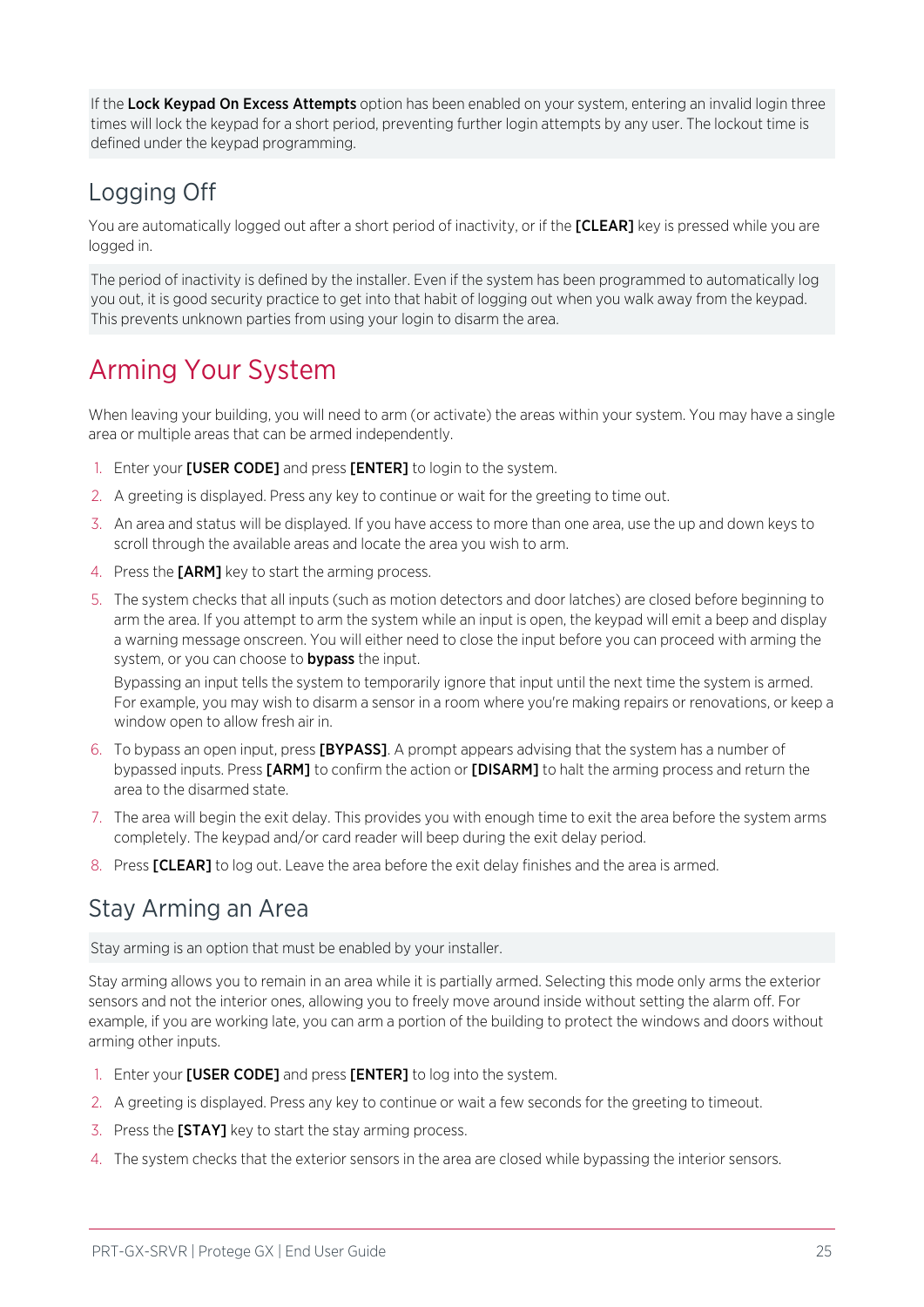If the **Lock Keypad On Excess Attempts** option has been enabled on your system, entering an invalid login three times will lock the keypad for a short period, preventing further login attempts by any user. The lockout time is defined under the keypad programming.

## Logging Off

You are automatically logged out after a short period of inactivity, or if the **[CLEAR]** key is pressed while you are logged in.

The period of inactivity is defined by the installer. Even if the system has been programmed to automatically log you out, it is good security practice to get into that habit of logging out when you walk away from the keypad. This prevents unknown parties from using your login to disarm the area.

# Arming Your System

When leaving your building, you will need to arm (or activate) the areas within your system. You may have a single area or multiple areas that can be armed independently.

1. Enter your **[USER CODE]** and press **[ENTER]** to login to the system.
2. A greeting is displayed. Press any key to continue or wait for the greeting to time out.
3. An area and status will be displayed. If you have access to more than one area, use the up and down keys to scroll through the available areas and locate the area you wish to arm.
4. Press the **[ARM]** key to start the arming process.
5. The system checks that all inputs (such as motion detectors and door latches) are closed before beginning to arm the area. If you attempt to arm the system while an input is open, the keypad will emit a beep and display a warning message onscreen. You will either need to close the input before you can proceed with arming the system, or you can choose to **bypass** the input.

   Bypassing an input tells the system to temporarily ignore that input until the next time the system is armed. For example, you may wish to disarm a sensor in a room where you're making repairs or renovations, or keep a window open to allow fresh air in.
6. To bypass an open input, press **[BYPASS]**. A prompt appears advising that the system has a number of bypassed inputs. Press **[ARM]** to confirm the action or **[DISARM]** to halt the arming process and return the area to the disarmed state.
7. The area will begin the exit delay. This provides you with enough time to exit the area before the system arms completely. The keypad and/or card reader will beep during the exit delay period.
8. Press **[CLEAR]** to log out. Leave the area before the exit delay finishes and the area is armed.

## Stay Arming an Area

Stay arming is an option that must be enabled by your installer.

Stay arming allows you to remain in an area while it is partially armed. Selecting this mode only arms the exterior sensors and not the interior ones, allowing you to freely move around inside without setting the alarm off. For example, if you are working late, you can arm a portion of the building to protect the windows and doors without arming other inputs.

1. Enter your **[USER CODE]** and press **[ENTER]** to log into the system.
2. A greeting is displayed. Press any key to continue or wait a few seconds for the greeting to timeout.
3. Press the **[STAY]** key to start the stay arming process.
4. The system checks that the exterior sensors in the area are closed while bypassing the interior sensors.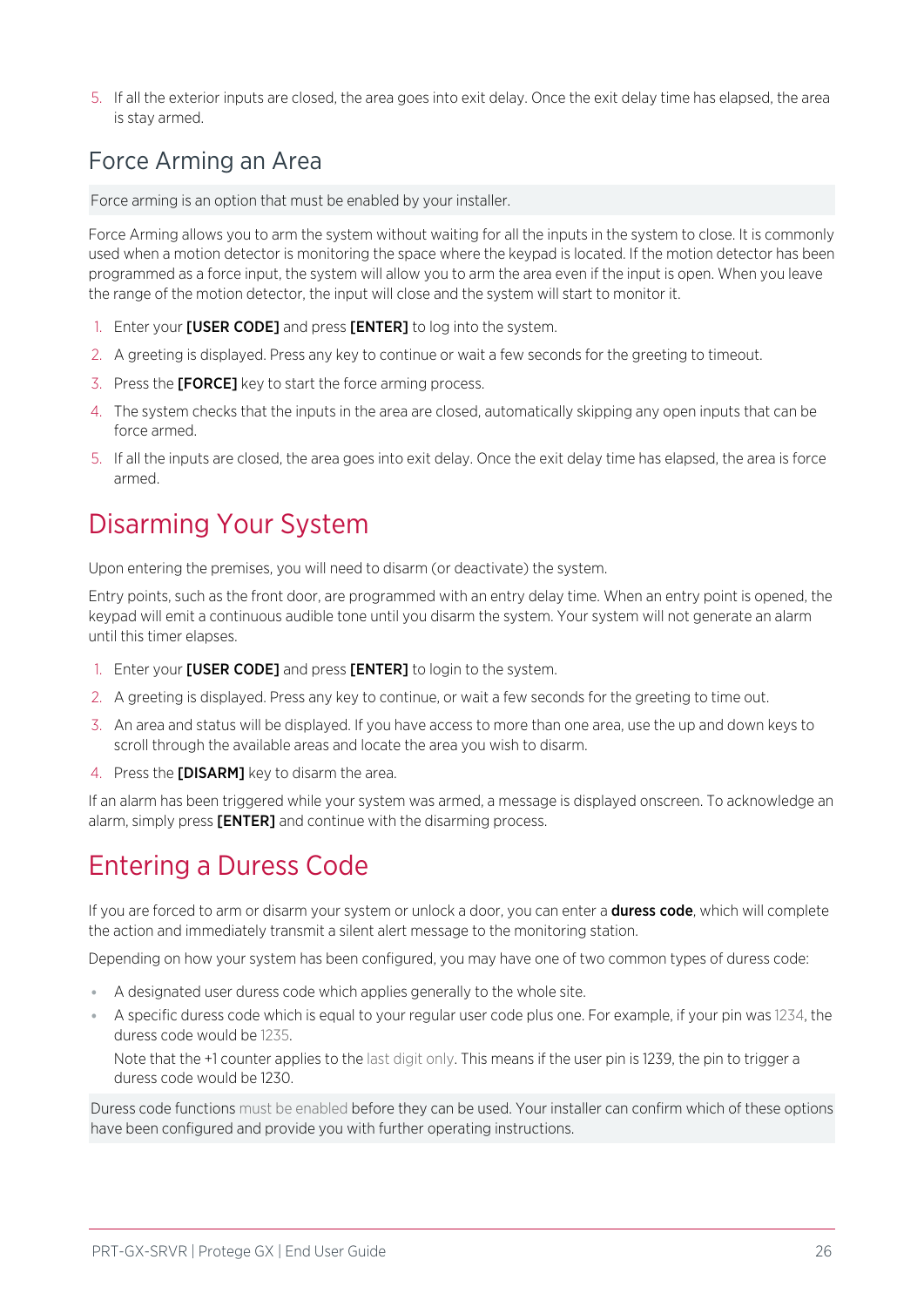5. If all the exterior inputs are closed, the area goes into exit delay. Once the exit delay time has elapsed, the area is stay armed.

## Force Arming an Area

Force arming is an option that must be enabled by your installer.

Force Arming allows you to arm the system without waiting for all the inputs in the system to close. It is commonly used when a motion detector is monitoring the space where the keypad is located. If the motion detector has been programmed as a force input, the system will allow you to arm the area even if the input is open. When you leave the range of the motion detector, the input will close and the system will start to monitor it.

1. Enter your **[USER CODE]** and press **[ENTER]** to log into the system.
2. A greeting is displayed. Press any key to continue or wait a few seconds for the greeting to timeout.
3. Press the **[FORCE]** key to start the force arming process.
4. The system checks that the inputs in the area are closed, automatically skipping any open inputs that can be force armed.
5. If all the inputs are closed, the area goes into exit delay. Once the exit delay time has elapsed, the area is force armed.

# Disarming Your System

Upon entering the premises, you will need to disarm (or deactivate) the system.

Entry points, such as the front door, are programmed with an entry delay time. When an entry point is opened, the keypad will emit a continuous audible tone until you disarm the system. Your system will not generate an alarm until this timer elapses.

1. Enter your **[USER CODE]** and press **[ENTER]** to login to the system.
2. A greeting is displayed. Press any key to continue, or wait a few seconds for the greeting to time out.
3. An area and status will be displayed. If you have access to more than one area, use the up and down keys to scroll through the available areas and locate the area you wish to disarm.
4. Press the **[DISARM]** key to disarm the area.

If an alarm has been triggered while your system was armed, a message is displayed onscreen. To acknowledge an alarm, simply press **[ENTER]** and continue with the disarming process.

# Entering a Duress Code

If you are forced to arm or disarm your system or unlock a door, you can enter a **duress code**, which will complete the action and immediately transmit a silent alert message to the monitoring station.

Depending on how your system has been configured, you may have one of two common types of duress code:

- A designated user duress code which applies generally to the whole site.
- A specific duress code which is equal to your regular user code plus one. For example, if your pin was 1234, the duress code would be 1235.

  Note that the +1 counter applies to the last digit only. This means if the user pin is 1239, the pin to trigger a duress code would be 1230.

Duress code functions must be enabled before they can be used. Your installer can confirm which of these options have been configured and provide you with further operating instructions.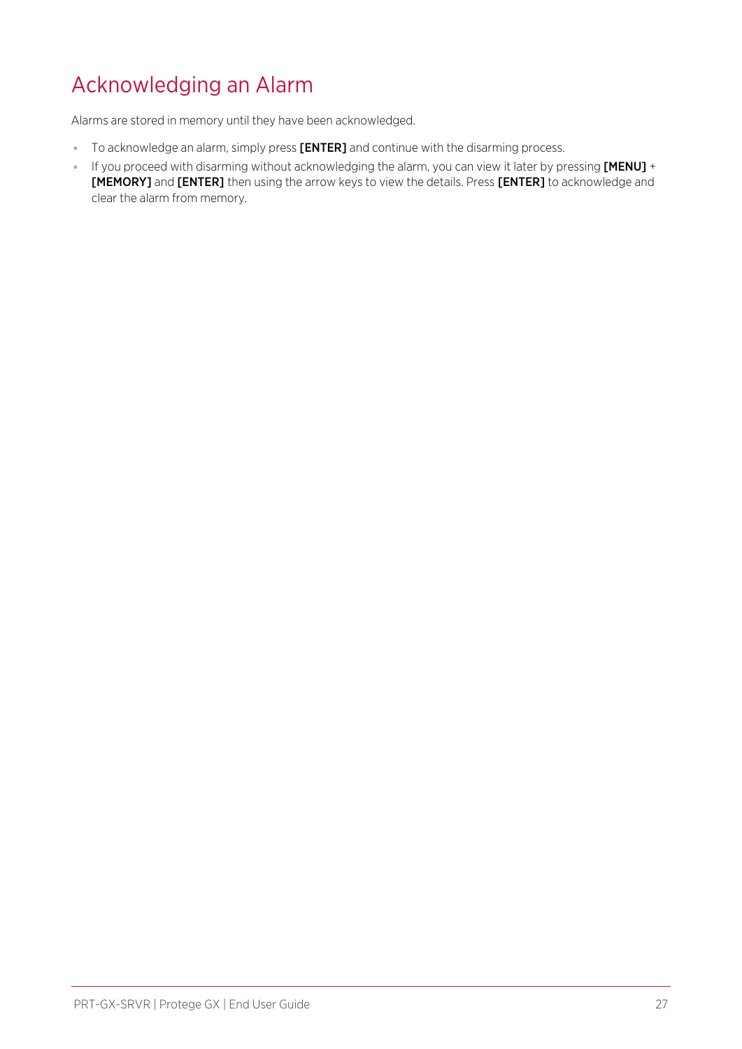# Acknowledging an Alarm

Alarms are stored in memory until they have been acknowledged.

- To acknowledge an alarm, simply press **[ENTER]** and continue with the disarming process.
- If you proceed with disarming without acknowledging the alarm, you can view it later by pressing **[MENU]** + **[MEMORY]** and **[ENTER]** then using the arrow keys to view the details. Press **[ENTER]** to acknowledge and clear the alarm from memory.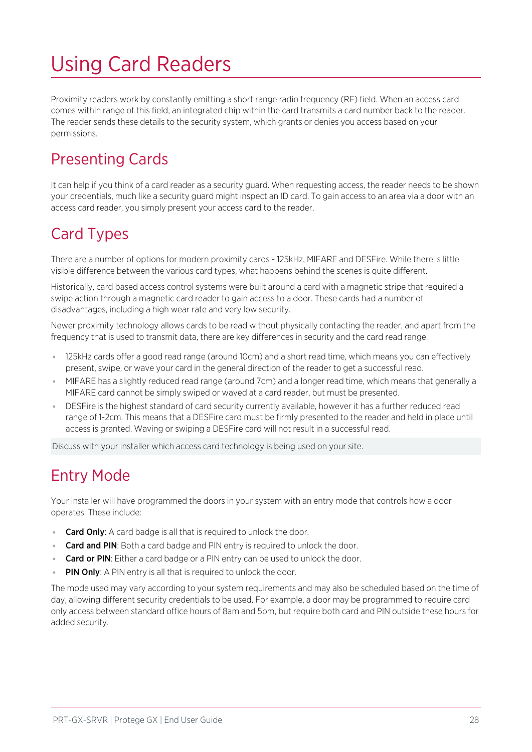# Using Card Readers

Proximity readers work by constantly emitting a short range radio frequency (RF) field. When an access card comes within range of this field, an integrated chip within the card transmits a card number back to the reader. The reader sends these details to the security system, which grants or denies you access based on your permissions.

## Presenting Cards

It can help if you think of a card reader as a security guard. When requesting access, the reader needs to be shown your credentials, much like a security guard might inspect an ID card. To gain access to an area via a door with an access card reader, you simply present your access card to the reader.

## Card Types

There are a number of options for modern proximity cards - 125kHz, MIFARE and DESFire. While there is little visible difference between the various card types, what happens behind the scenes is quite different.

Historically, card based access control systems were built around a card with a magnetic stripe that required a swipe action through a magnetic card reader to gain access to a door. These cards had a number of disadvantages, including a high wear rate and very low security.

Newer proximity technology allows cards to be read without physically contacting the reader, and apart from the frequency that is used to transmit data, there are key differences in security and the card read range.

- 125kHz cards offer a good read range (around 10cm) and a short read time, which means you can effectively present, swipe, or wave your card in the general direction of the reader to get a successful read.
- MIFARE has a slightly reduced read range (around 7cm) and a longer read time, which means that generally a MIFARE card cannot be simply swiped or waved at a card reader, but must be presented.
- DESFire is the highest standard of card security currently available, however it has a further reduced read range of 1-2cm. This means that a DESFire card must be firmly presented to the reader and held in place until access is granted. Waving or swiping a DESFire card will not result in a successful read.

Discuss with your installer which access card technology is being used on your site.

## Entry Mode

Your installer will have programmed the doors in your system with an entry mode that controls how a door operates. These include:

- **Card Only**: A card badge is all that is required to unlock the door.
- **Card and PIN**: Both a card badge and PIN entry is required to unlock the door.
- **Card or PIN**: Either a card badge or a PIN entry can be used to unlock the door.
- **PIN Only**: A PIN entry is all that is required to unlock the door.

The mode used may vary according to your system requirements and may also be scheduled based on the time of day, allowing different security credentials to be used. For example, a door may be programmed to require card only access between standard office hours of 8am and 5pm, but require both card and PIN outside these hours for added security.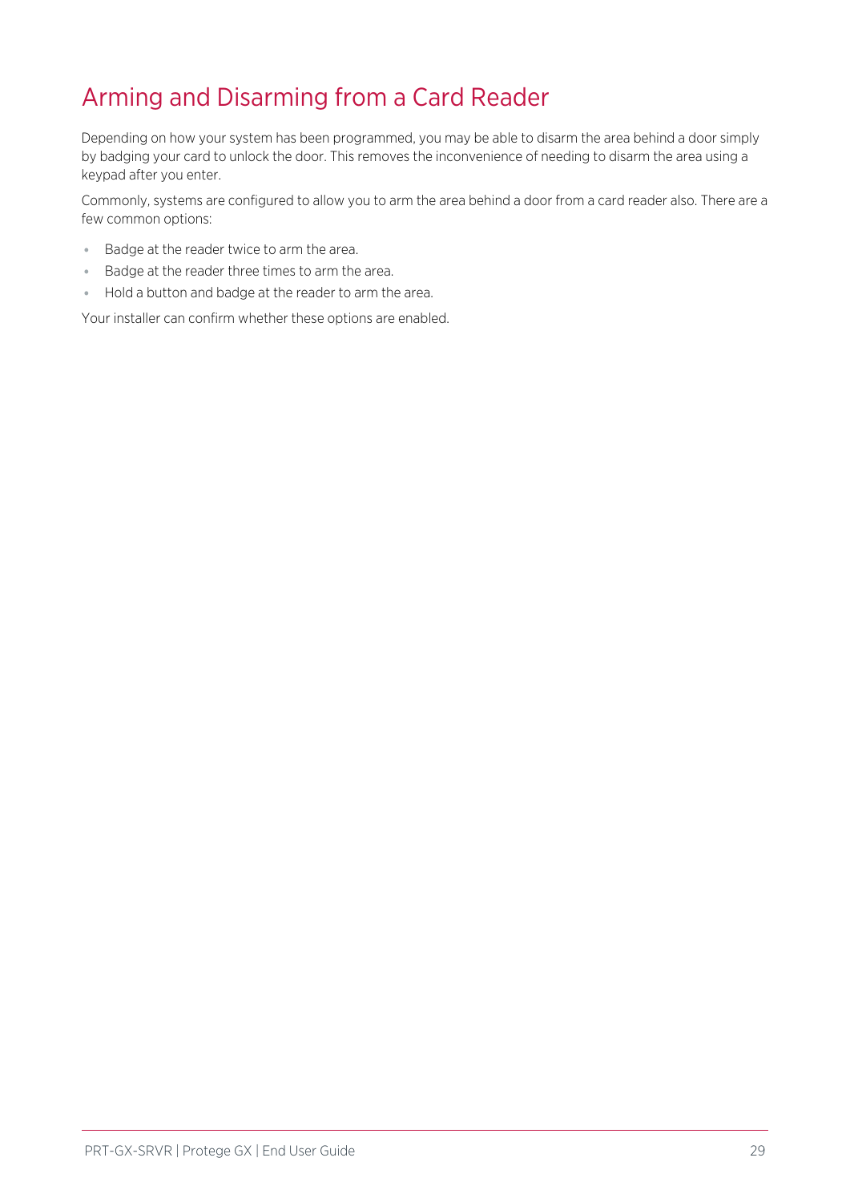# Arming and Disarming from a Card Reader

Depending on how your system has been programmed, you may be able to disarm the area behind a door simply by badging your card to unlock the door. This removes the inconvenience of needing to disarm the area using a keypad after you enter.

Commonly, systems are configured to allow you to arm the area behind a door from a card reader also. There are a few common options:

- Badge at the reader twice to arm the area.
- Badge at the reader three times to arm the area.
- Hold a button and badge at the reader to arm the area.

Your installer can confirm whether these options are enabled.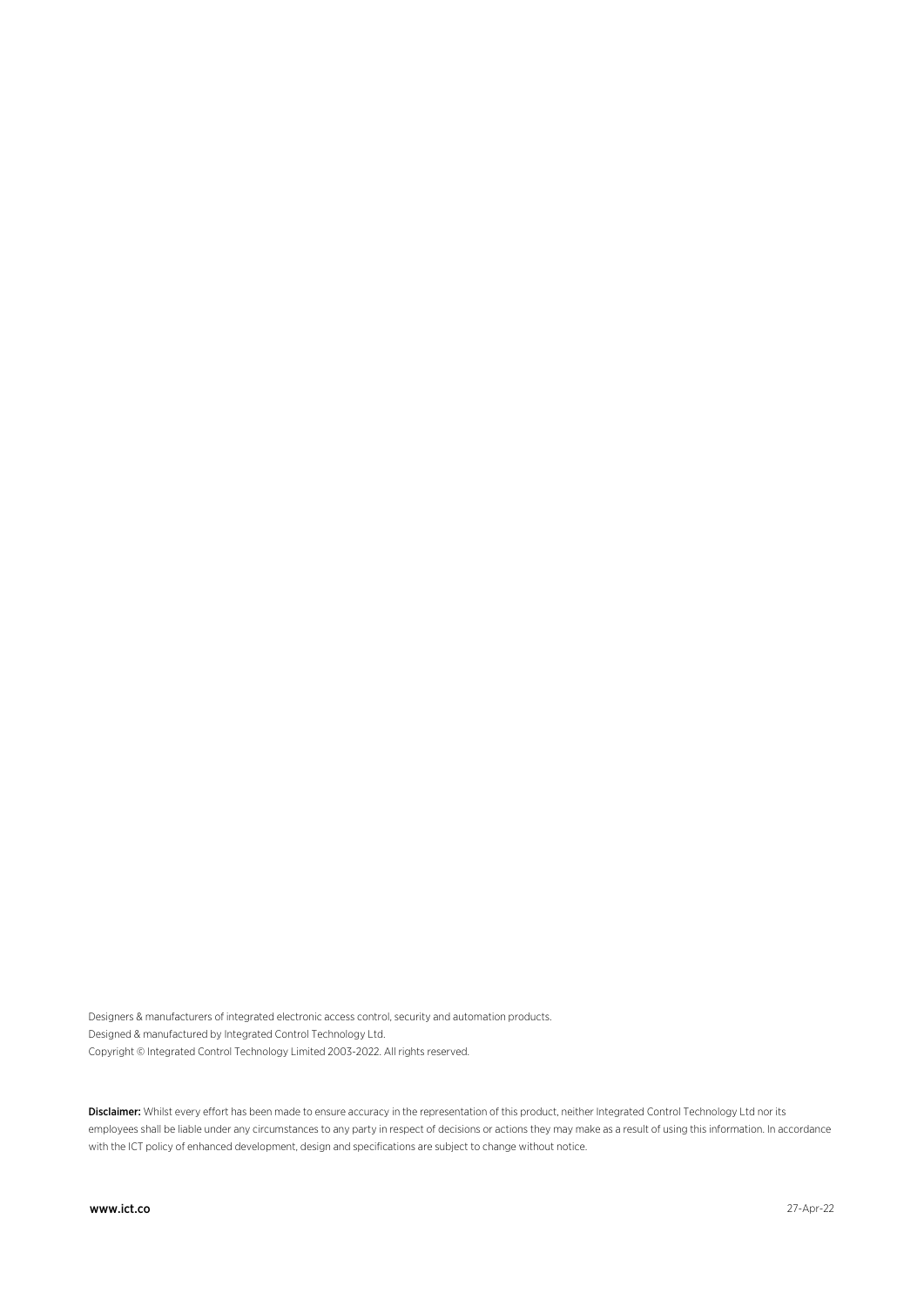Designers & manufacturers of integrated electronic access control, security and automation products.

Designed & manufactured by Integrated Control Technology Ltd.

Copyright © Integrated Control Technology Limited 2003-2022. All rights reserved.

**Disclaimer:** Whilst every effort has been made to ensure accuracy in the representation of this product, neither Integrated Control Technology Ltd nor its employees shall be liable under any circumstances to any party in respect of decisions or actions they may make as a result of using this information. In accordance with the ICT policy of enhanced development, design and specifications are subject to change without notice.

**www.ict.co**

27-Apr-22